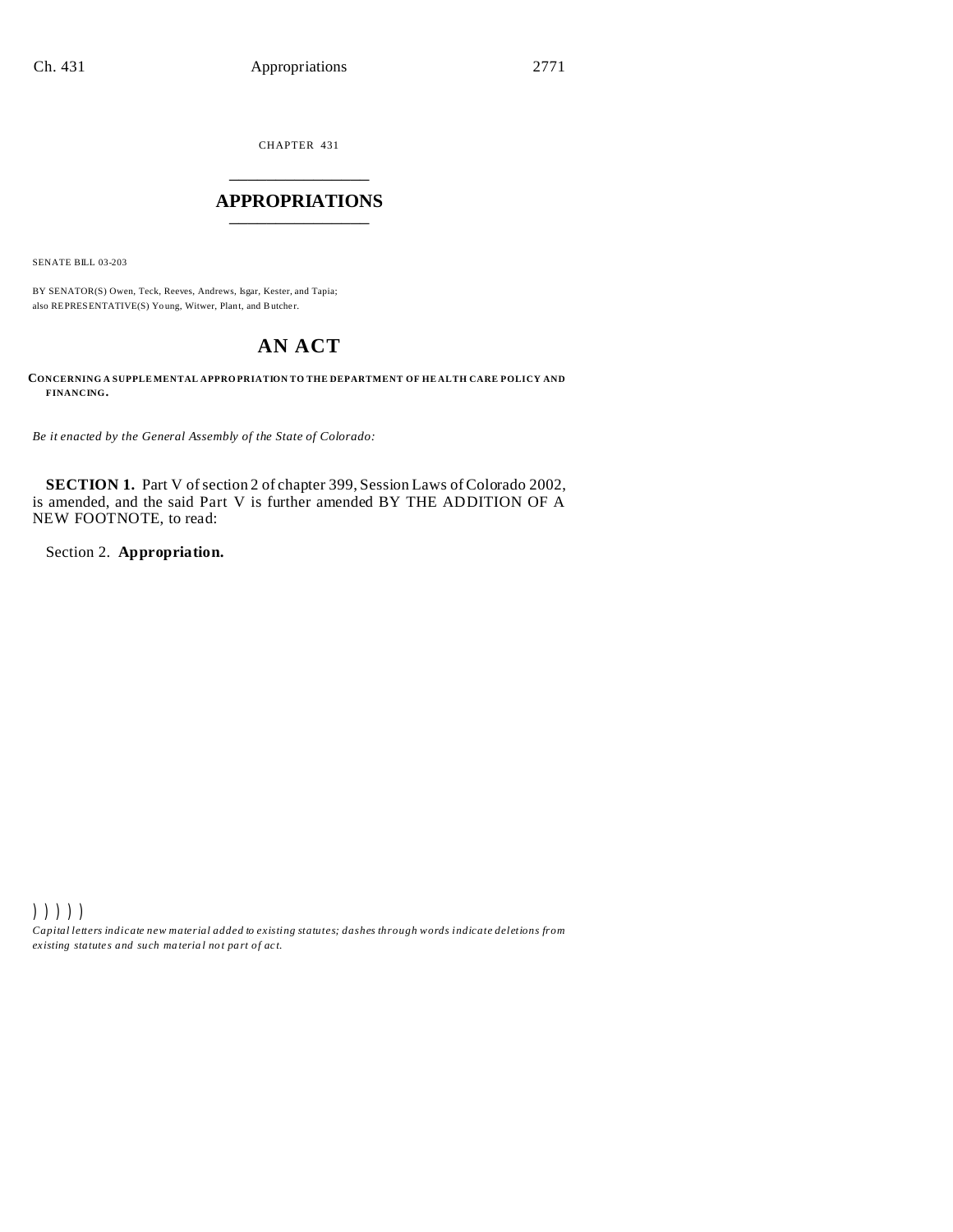CHAPTER 431

# APPROPRIATIONS

SENATE BILL 03-203

BY SENATOR(S) Owen, Teck, Reeves, Andrews, Isgar, Kester, and Tapia;
also REPRESENTATIVE(S) Young, Witwer, Plant, and Butcher.

## AN ACT

**CONCERNING A SUPPLEMENTAL APPROPRIATION TO THE DEPARTMENT OF HEALTH CARE POLICY AND FINANCING.**

*Be it enacted by the General Assembly of the State of Colorado:*

**SECTION 1.** Part V of section 2 of chapter 399, Session Laws of Colorado 2002, is amended, and the said Part V is further amended BY THE ADDITION OF A NEW FOOTNOTE, to read:

Section 2. **Appropriation.**

) ) ) ) )

*Capital letters indicate new material added to existing statutes; dashes through words indicate deletions from existing statutes and such material not part of act.*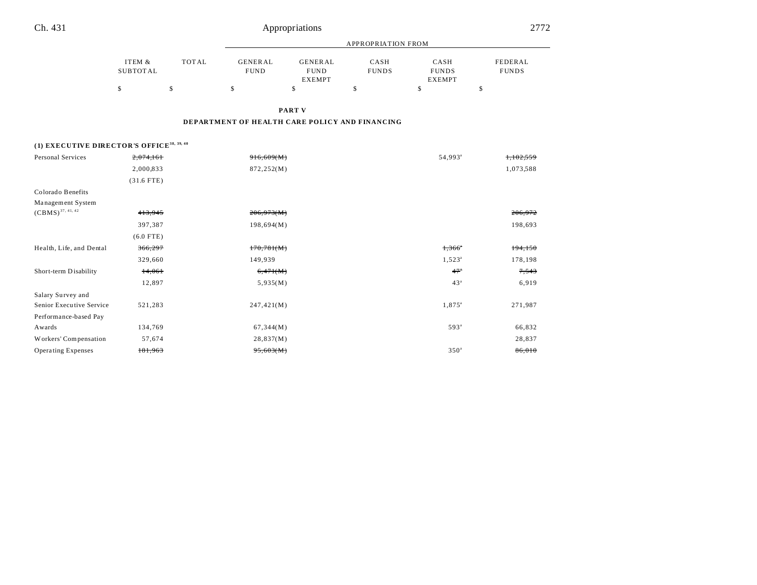| | ITEM & SUBTOTAL | TOTAL | GENERAL FUND | GENERAL FUND EXEMPT | CASH FUNDS | CASH FUNDS EXEMPT | FEDERAL FUNDS |
|---|---|---|---|---|---|---|---|
| | | | APPROPRIATION FROM | | | | |
| | $ | $ | $ | $ | $ | $ | $ |

**PART V**

**DEPARTMENT OF HEALTH CARE POLICY AND FINANCING**

**(1) EXECUTIVE DIRECTOR'S OFFICE**[38, 39, 40]

| | ITEM & SUBTOTAL | TOTAL | GENERAL FUND | GENERAL FUND EXEMPT | CASH FUNDS | CASH FUNDS EXEMPT | FEDERAL FUNDS |
|---|---|---|---|---|---|---|---|
| Personal Services | ~~2,074,161~~ | | ~~916,609(M)~~ | | | 54,993[a] | ~~1,102,559~~ |
| | 2,000,833 | | 872,252(M) | | | | 1,073,588 |
| | (31.6 FTE) | | | | | | |
| Colorado Benefits Management System (CBMS)[37, 41, 42] | ~~413,945~~ | | ~~206,973(M)~~ | | | | ~~206,972~~ |
| | 397,387 | | 198,694(M) | | | | 198,693 |
| | (6.0 FTE) | | | | | | |
| Health, Life, and Dental | ~~366,297~~ | | ~~170,781(M)~~ | | | ~~1,366~~[a] | ~~194,150~~ |
| | 329,660 | | 149,939 | | | 1,523[a] | 178,198 |
| Short-term Disability | ~~14,061~~ | | ~~6,471(M)~~ | | | ~~47~~[a] | ~~7,543~~ |
| | 12,897 | | 5,935(M) | | | 43[a] | 6,919 |
| Salary Survey and Senior Executive Service | 521,283 | | 247,421(M) | | | 1,875[a] | 271,987 |
| Performance-based Pay Awards | 134,769 | | 67,344(M) | | | 593[a] | 66,832 |
| Workers' Compensation | 57,674 | | 28,837(M) | | | | 28,837 |
| Operating Expenses | ~~181,963~~ | | ~~95,603(M)~~ | | | 350[a] | ~~86,010~~ |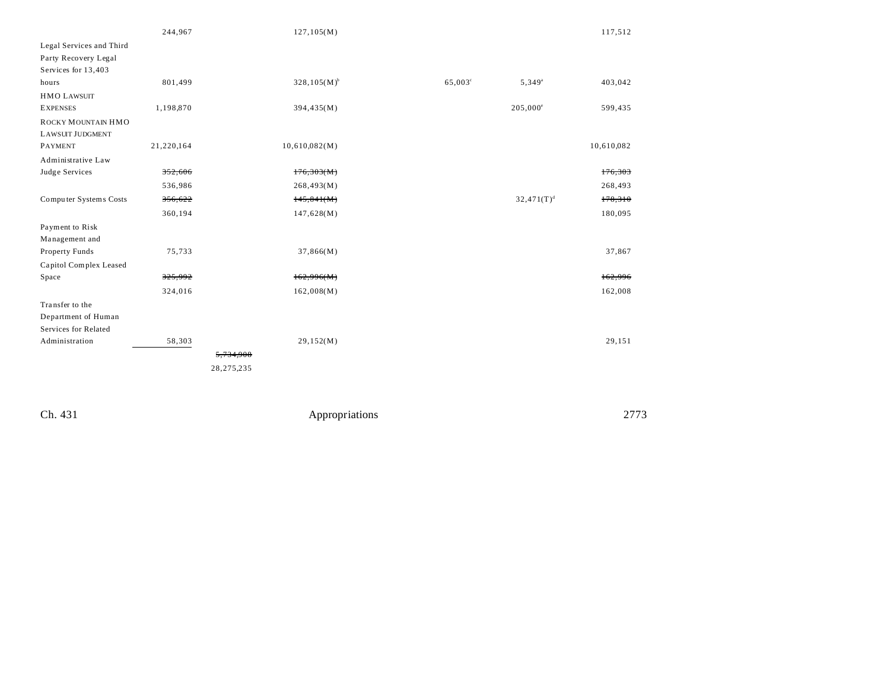| | | | | | | |
|---|---|---|---|---|---|---|
| | 244,967 | | 127,105(M) | | | 117,512 |
| Legal Services and Third Party Recovery Legal Services for 13,403 hours | 801,499 | | 328,105(M)[b] | 65,003[c] | 5,349[a] | 403,042 |
| HMO LAWSUIT EXPENSES | 1,198,870 | | 394,435(M) | | 205,000[e] | 599,435 |
| ROCKY MOUNTAIN HMO LAWSUIT JUDGMENT PAYMENT | 21,220,164 | | 10,610,082(M) | | | 10,610,082 |
| Administrative Law Judge Services | ~~352,606~~ | | ~~176,303(M)~~ | | | ~~176,303~~ |
| | 536,986 | | 268,493(M) | | | 268,493 |
| Computer Systems Costs | ~~356,622~~ | | ~~145,841(M)~~ | | 32,471(T)[d] | ~~178,310~~ |
| | 360,194 | | 147,628(M) | | | 180,095 |
| Payment to Risk Management and Property Funds | 75,733 | | 37,866(M) | | | 37,867 |
| Capitol Complex Leased Space | ~~325,992~~ | | ~~162,996(M)~~ | | | ~~162,996~~ |
| | 324,016 | | 162,008(M) | | | 162,008 |
| Transfer to the Department of Human Services for Related Administration | 58,303 | | 29,152(M) | | | 29,151 |
| | | ~~5,734,908~~ | | | | |
| | | 28,275,235 | | | | |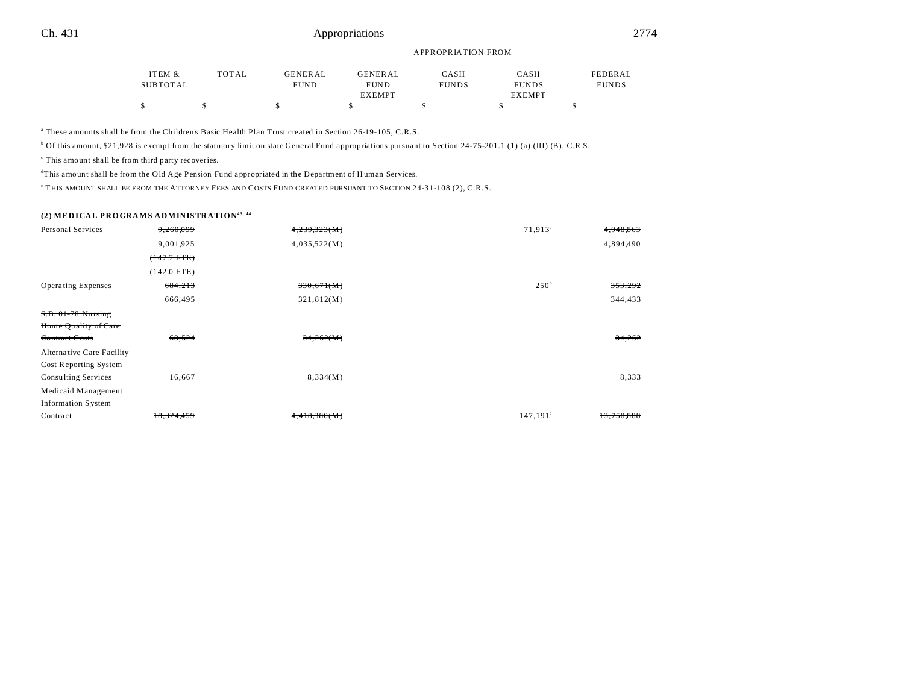| | ITEM & SUBTOTAL | TOTAL | GENERAL FUND | GENERAL FUND EXEMPT | CASH FUNDS | CASH FUNDS EXEMPT | FEDERAL FUNDS |
|---|---|---|---|---|---|---|---|
| | $ | $ | $ | $ | $ | $ | $ |

[a] These amounts shall be from the Children's Basic Health Plan Trust created in Section 26-19-105, C.R.S.

[b] Of this amount, $21,928 is exempt from the statutory limit on state General Fund appropriations pursuant to Section 24-75-201.1 (1) (a) (III) (B), C.R.S.

[c] This amount shall be from third party recoveries.

[d] This amount shall be from the Old Age Pension Fund appropriated in the Department of Human Services.

[e] THIS AMOUNT SHALL BE FROM THE ATTORNEY FEES AND COSTS FUND CREATED PURSUANT TO SECTION 24-31-108 (2), C.R.S.

**(2) MEDICAL PROGRAMS ADMINISTRATION[43, 44]**

| | ITEM & SUBTOTAL | TOTAL | GENERAL FUND | GENERAL FUND EXEMPT | CASH FUNDS | CASH FUNDS EXEMPT | FEDERAL FUNDS |
|---|---|---|---|---|---|---|---|
| Personal Services | ~~9,260,099~~ | | ~~4,239,323(M)~~ | | | 71,913[a] | ~~4,948,863~~ |
| | 9,001,925 | | 4,035,522(M) | | | | 4,894,490 |
| | ~~(147.7 FTE)~~ | | | | | | |
| | (142.0 FTE) | | | | | | |
| Operating Expenses | ~~684,213~~ | | ~~330,671(M)~~ | | | 250[b] | ~~353,292~~ |
| | 666,495 | | 321,812(M) | | | | 344,433 |
| ~~S.B. 01-78 Nursing Home Quality of Care Contract Costs~~ | ~~68,524~~ | | ~~34,262(M)~~ | | | | ~~34,262~~ |
| Alternative Care Facility Cost Reporting System Consulting Services | 16,667 | | 8,334(M) | | | | 8,333 |
| Medicaid Management Information System Contract | ~~18,324,459~~ | | ~~4,418,380(M)~~ | | | 147,191[c] | ~~13,758,888~~ |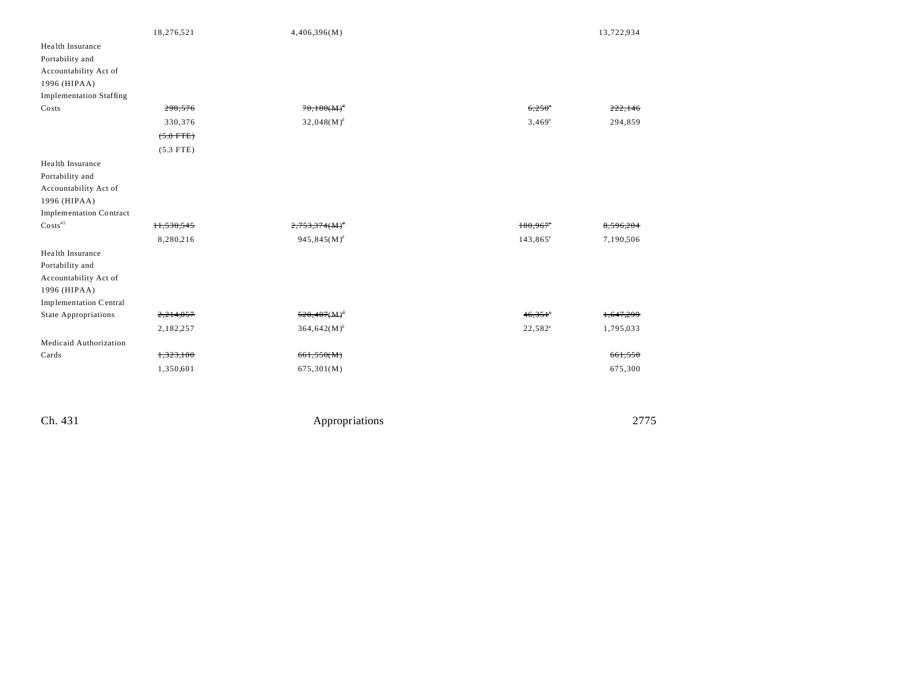| | | | | | |
|---|---|---|---|---|---|
| | 18,276,521 | 4,406,396(M) | | | 13,722,934 |
| Health Insurance Portability and Accountability Act of 1996 (HIPAA) Implementation Staffing Costs | ~~298,576~~ | ~~70,180(M)~~[d] | | ~~6,250~~[e] | ~~222,146~~ |
| | 330,376 | 32,048(M)[d] | | 3,469[e] | 294,859 |
| | ~~(5.0 FTE)~~ | | | | |
| | (5.3 FTE) | | | | |
| Health Insurance Portability and Accountability Act of 1996 (HIPAA) Implementation Contract Costs[45] | ~~11,530,545~~ | ~~2,753,374(M)~~[d] | | ~~180,967~~[e] | ~~8,596,204~~ |
| | 8,280,216 | 945,845(M)[d] | | 143,865[e] | 7,190,506 |
| Health Insurance Portability and Accountability Act of 1996 (HIPAA) Implementation Central State Appropriations | ~~2,214,057~~ | ~~520,407(M)~~[d] | | ~~46,351~~[e] | ~~1,647,299~~ |
| | 2,182,257 | 364,642(M)[d] | | 22,582[e] | 1,795,033 |
| Medicaid Authorization Cards | ~~1,323,100~~ | ~~661,550(M)~~ | | | ~~661,550~~ |
| | 1,350,601 | 675,301(M) | | | 675,300 |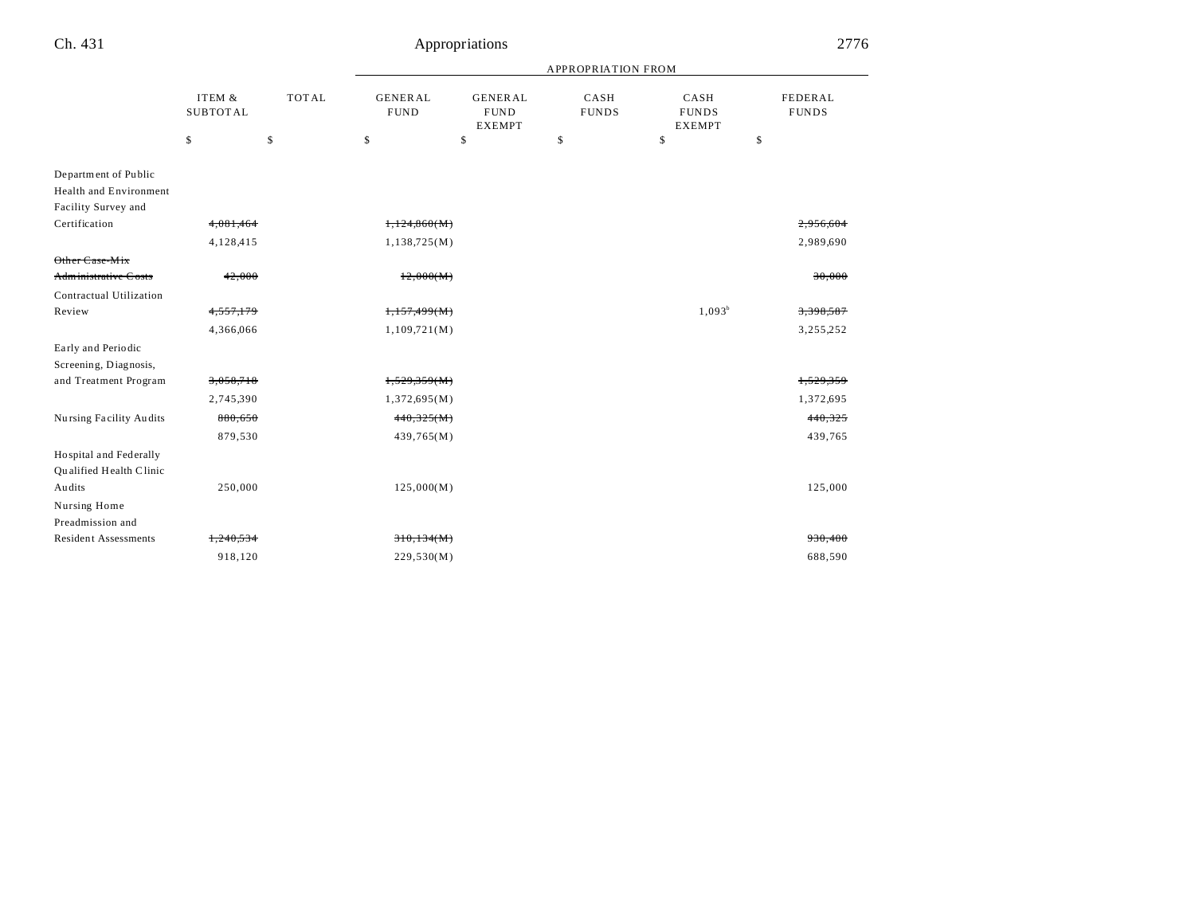| | ITEM & SUBTOTAL | TOTAL | APPROPRIATION FROM | | | | |
|---|---|---|---|---|---|---|---|
| | | | GENERAL FUND | GENERAL FUND EXEMPT | CASH FUNDS | CASH FUNDS EXEMPT | FEDERAL FUNDS |
| | $ | $ | $ | $ | $ | $ | $ |
| Department of Public Health and Environment Facility Survey and Certification | ~~4,081,464~~ | | ~~1,124,860(M)~~ | | | | ~~2,956,604~~ |
| | 4,128,415 | | 1,138,725(M) | | | | 2,989,690 |
| ~~Other Case-Mix Administrative Costs~~ | ~~42,000~~ | | ~~12,000(M)~~ | | | | ~~30,000~~ |
| Contractual Utilization Review | ~~4,557,179~~ | | ~~1,157,499(M)~~ | | | 1,093[b] | ~~3,398,587~~ |
| | 4,366,066 | | 1,109,721(M) | | | | 3,255,252 |
| Early and Periodic Screening, Diagnosis, and Treatment Program | ~~3,058,718~~ | | ~~1,529,359(M)~~ | | | | ~~1,529,359~~ |
| | 2,745,390 | | 1,372,695(M) | | | | 1,372,695 |
| Nursing Facility Audits | ~~880,650~~ | | ~~440,325(M)~~ | | | | ~~440,325~~ |
| | 879,530 | | 439,765(M) | | | | 439,765 |
| Hospital and Federally Qualified Health Clinic Audits | 250,000 | | 125,000(M) | | | | 125,000 |
| Nursing Home Preadmission and Resident Assessments | ~~1,240,534~~ | | ~~310,134(M)~~ | | | | ~~930,400~~ |
| | 918,120 | | 229,530(M) | | | | 688,590 |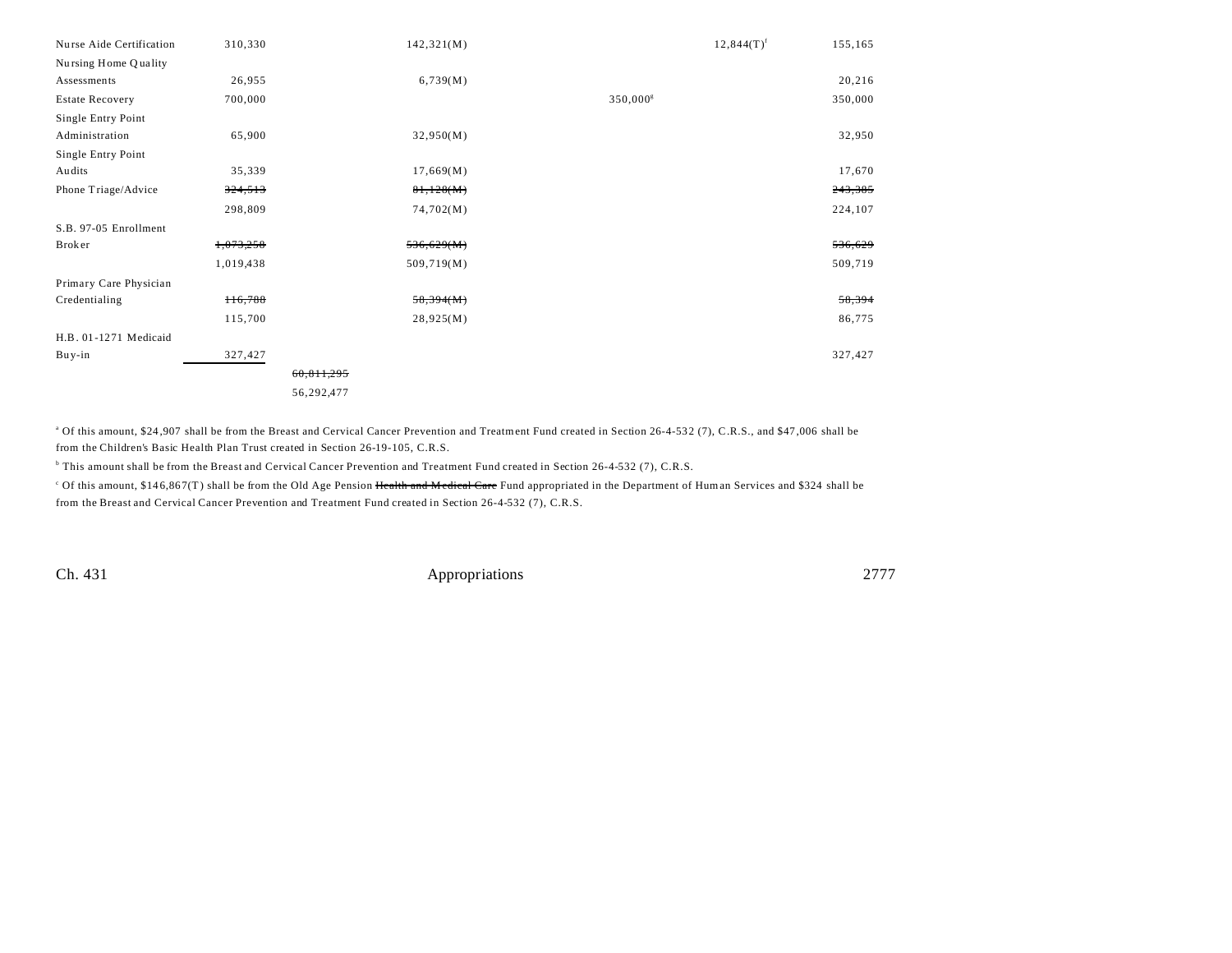| | | | | | | |
|---|---|---|---|---|---|---|
| Nurse Aide Certification | 310,330 | | 142,321(M) | | 12,844(T)[f] | 155,165 |
| Nursing Home Quality Assessments | 26,955 | | 6,739(M) | | | 20,216 |
| Estate Recovery | 700,000 | | | 350,000[g] | | 350,000 |
| Single Entry Point Administration | 65,900 | | 32,950(M) | | | 32,950 |
| Single Entry Point Audits | 35,339 | | 17,669(M) | | | 17,670 |
| Phone Triage/Advice | ~~324,513~~ | | ~~81,128(M)~~ | | | ~~243,385~~ |
| | 298,809 | | 74,702(M) | | | 224,107 |
| S.B. 97-05 Enrollment Broker | ~~1,073,258~~ | | ~~536,629(M)~~ | | | ~~536,629~~ |
| | 1,019,438 | | 509,719(M) | | | 509,719 |
| Primary Care Physician Credentialing | ~~116,788~~ | | ~~58,394(M)~~ | | | ~~58,394~~ |
| | 115,700 | | 28,925(M) | | | 86,775 |
| H.B. 01-1271 Medicaid Buy-in | 327,427 | | | | | 327,427 |
| | | ~~60,811,295~~ | | | | |
| | | 56,292,477 | | | | |

[a] Of this amount, $24,907 shall be from the Breast and Cervical Cancer Prevention and Treatment Fund created in Section 26-4-532 (7), C.R.S., and $47,006 shall be from the Children's Basic Health Plan Trust created in Section 26-19-105, C.R.S.

[b] This amount shall be from the Breast and Cervical Cancer Prevention and Treatment Fund created in Section 26-4-532 (7), C.R.S.

[c] Of this amount, $146,867(T) shall be from the Old Age Pension ~~Health and Medical Care~~ Fund appropriated in the Department of Human Services and $324 shall be from the Breast and Cervical Cancer Prevention and Treatment Fund created in Section 26-4-532 (7), C.R.S.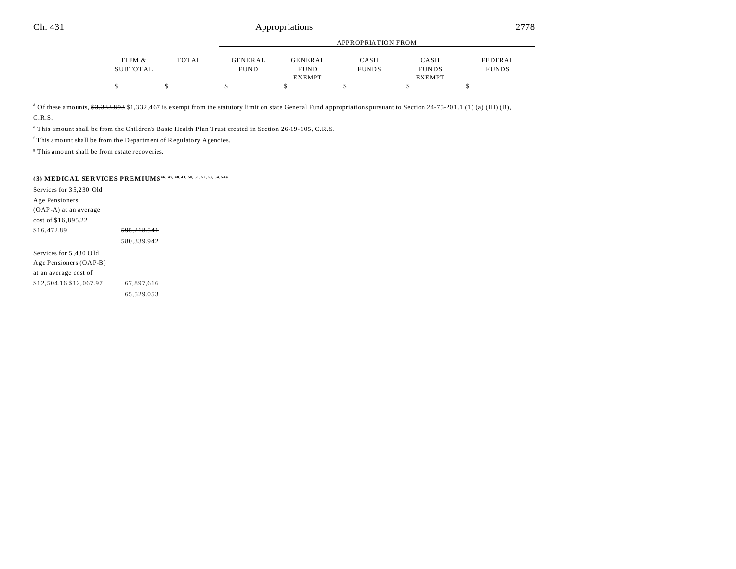| | ITEM & SUBTOTAL | TOTAL | GENERAL FUND | GENERAL FUND EXEMPT | CASH FUNDS | CASH FUNDS EXEMPT | FEDERAL FUNDS |
|---|---|---|---|---|---|---|---|
| | | | APPROPRIATION FROM | | | | |
| | $ | $ | $ | $ | $ | $ | $ |

[d] Of these amounts, ~~$3,333,893~~ $1,332,467 is exempt from the statutory limit on state General Fund appropriations pursuant to Section 24-75-201.1 (1) (a) (III) (B), C.R.S.

[e] This amount shall be from the Children's Basic Health Plan Trust created in Section 26-19-105, C.R.S.

[f] This amount shall be from the Department of Regulatory Agencies.

[g] This amount shall be from estate recoveries.

**(3) MEDICAL SERVICES PREMIUMS**[46, 47, 48, 49, 50, 51, 52, 53, 54, 54a]

| | ITEM & SUBTOTAL | TOTAL | GENERAL FUND | GENERAL FUND EXEMPT | CASH FUNDS | CASH FUNDS EXEMPT | FEDERAL FUNDS |
|---|---|---|---|---|---|---|---|
| Services for 35,230 Old Age Pensioners (OAP-A) at an average cost of ~~$16,895.22~~ $16,472.89 | ~~595,218,541~~ 580,339,942 | | | | | | |
| Services for 5,430 Old Age Pensioners (OAP-B) at an average cost of ~~$12,504.16~~ $12,067.97 | ~~67,897,616~~ 65,529,053 | | | | | | |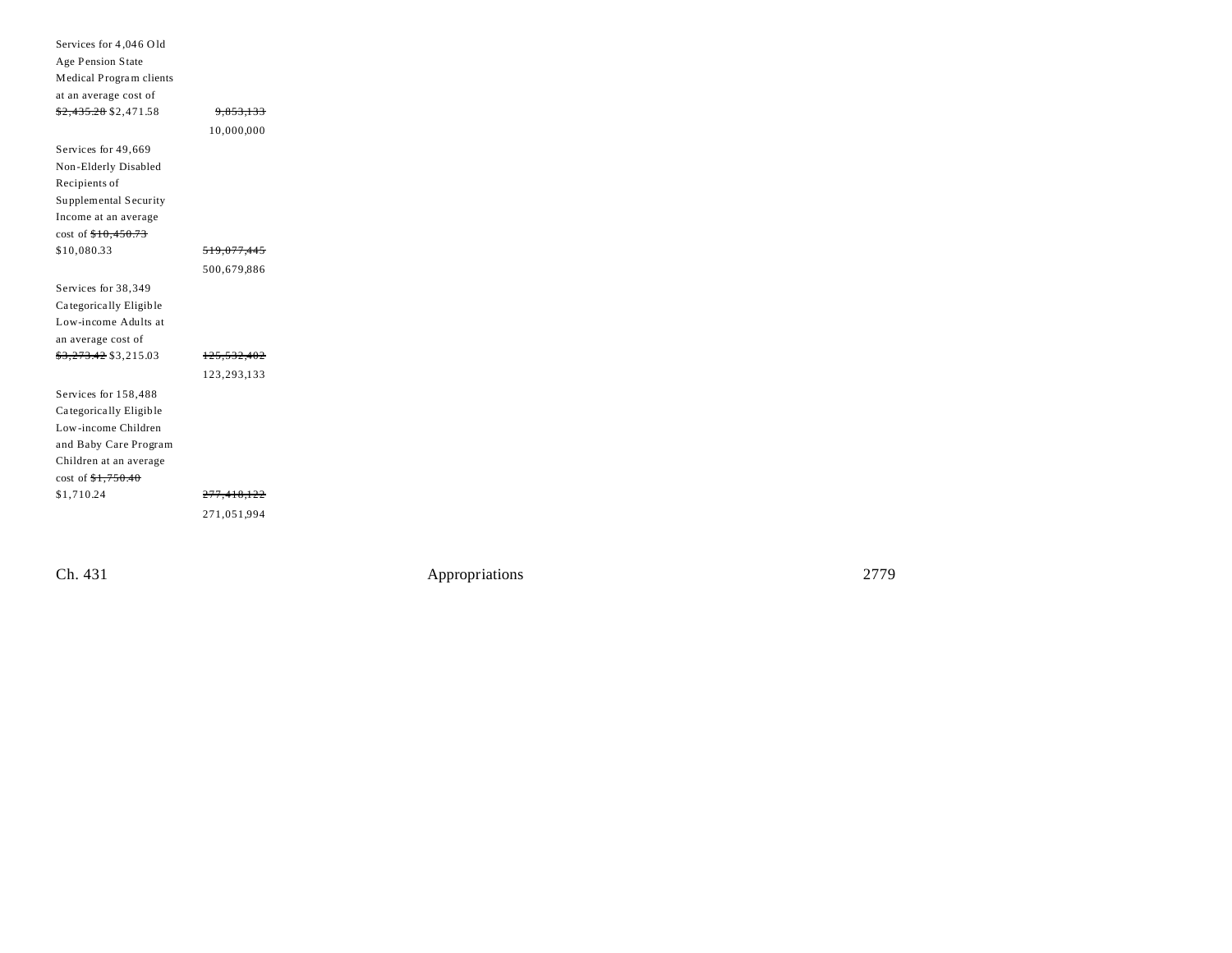Services for 4,046 Old Age Pension State Medical Program clients at an average cost of ~~$2,435.28~~ $2,471.58 ~~9,853,133~~ 10,000,000

Services for 49,669 Non-Elderly Disabled Recipients of Supplemental Security Income at an average cost of ~~$10,450.73~~ $10,080.33 ~~519,077,445~~ 500,679,886

Services for 38,349 Categorically Eligible Low-income Adults at an average cost of ~~$3,273.42~~ $3,215.03 ~~125,532,402~~ 123,293,133

Services for 158,488 Categorically Eligible Low-income Children and Baby Care Program Children at an average cost of ~~$1,750.40~~ $1,710.24 ~~277,418,122~~ 271,051,994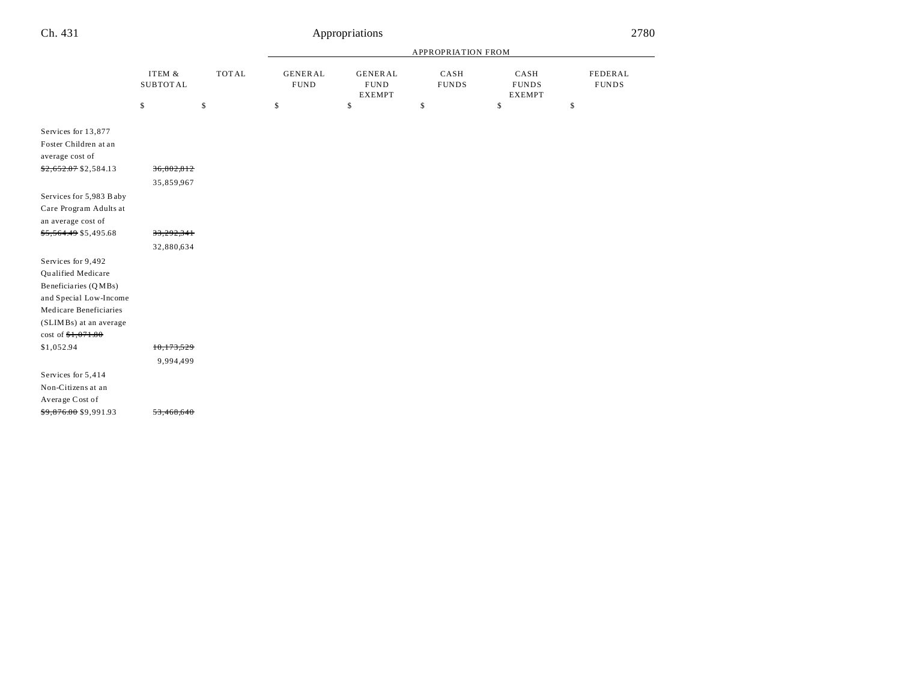| | ITEM & SUBTOTAL | TOTAL | APPROPRIATION FROM GENERAL FUND | GENERAL FUND EXEMPT | CASH FUNDS | CASH FUNDS EXEMPT | FEDERAL FUNDS |
|---|---|---|---|---|---|---|---|
| | $ | $ | $ | $ | $ | $ | $ |
| Services for 13,877 Foster Children at an average cost of ~~$2,652.07~~ $2,584.13 | ~~36,802,812~~ 35,859,967 | | | | | | |
| Services for 5,983 Baby Care Program Adults at an average cost of ~~$5,564.49~~ $5,495.68 | ~~33,292,341~~ 32,880,634 | | | | | | |
| Services for 9,492 Qualified Medicare Beneficiaries (QMBs) and Special Low-Income Medicare Beneficiaries (SLIMBs) at an average cost of ~~$1,071.80~~ $1,052.94 | ~~10,173,529~~ 9,994,499 | | | | | | |
| Services for 5,414 Non-Citizens at an Average Cost of ~~$9,876.00~~ $9,991.93 | ~~53,468,640~~ | | | | | | |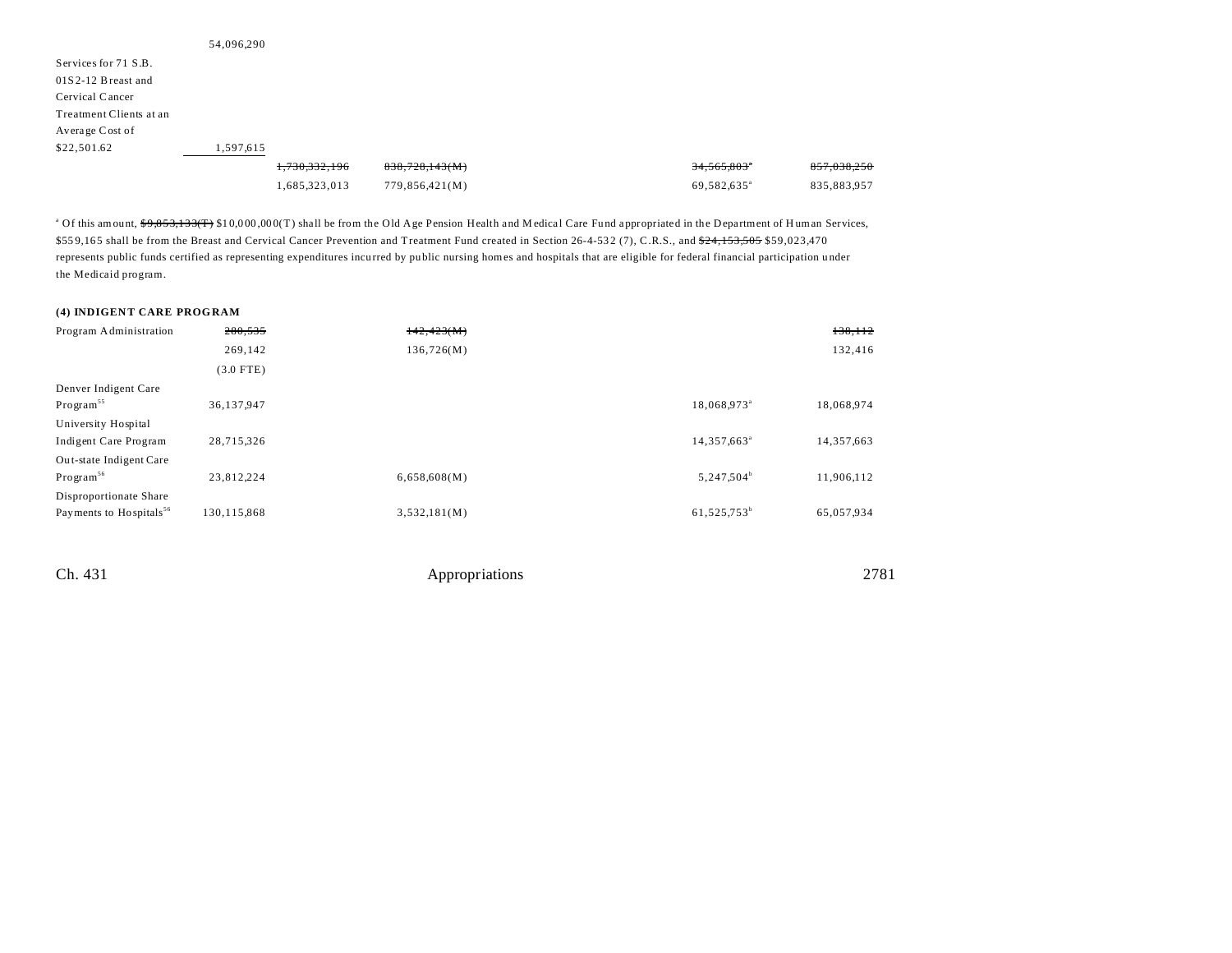| | | | | | | |
|---|---|---|---|---|---|---|
| | 54,096,290 | | | | | |
| Services for 71 S.B. 01S2-12 Breast and Cervical Cancer Treatment Clients at an Average Cost of $22,501.62 | 1,597,615 | | | | | |
| | | ~~1,730,332,196~~ | ~~838,728,143(M)~~ | | ~~34,565,803~~[a] | ~~857,038,250~~ |
| | | 1,685,323,013 | 779,856,421(M) | | 69,582,635[a] | 835,883,957 |

[a] Of this amount, ~~$9,853,133(T)~~ $10,000,000(T) shall be from the Old Age Pension Health and Medical Care Fund appropriated in the Department of Human Services, $559,165 shall be from the Breast and Cervical Cancer Prevention and Treatment Fund created in Section 26-4-532 (7), C.R.S., and ~~$24,153,505~~ $59,023,470 represents public funds certified as representing expenditures incurred by public nursing homes and hospitals that are eligible for federal financial participation under the Medicaid program.

**(4) INDIGENT CARE PROGRAM**

| | | | | | | |
|---|---|---|---|---|---|---|
| Program Administration | ~~280,535~~ | | ~~142,423(M)~~ | | | ~~138,112~~ |
| | 269,142 | | 136,726(M) | | | 132,416 |
| | (3.0 FTE) | | | | | |
| Denver Indigent Care Program[55] | 36,137,947 | | | | 18,068,973[a] | 18,068,974 |
| University Hospital Indigent Care Program | 28,715,326 | | | | 14,357,663[a] | 14,357,663 |
| Out-state Indigent Care Program[56] | 23,812,224 | | 6,658,608(M) | | 5,247,504[b] | 11,906,112 |
| Disproportionate Share Payments to Hospitals[56] | 130,115,868 | | 3,532,181(M) | | 61,525,753[b] | 65,057,934 |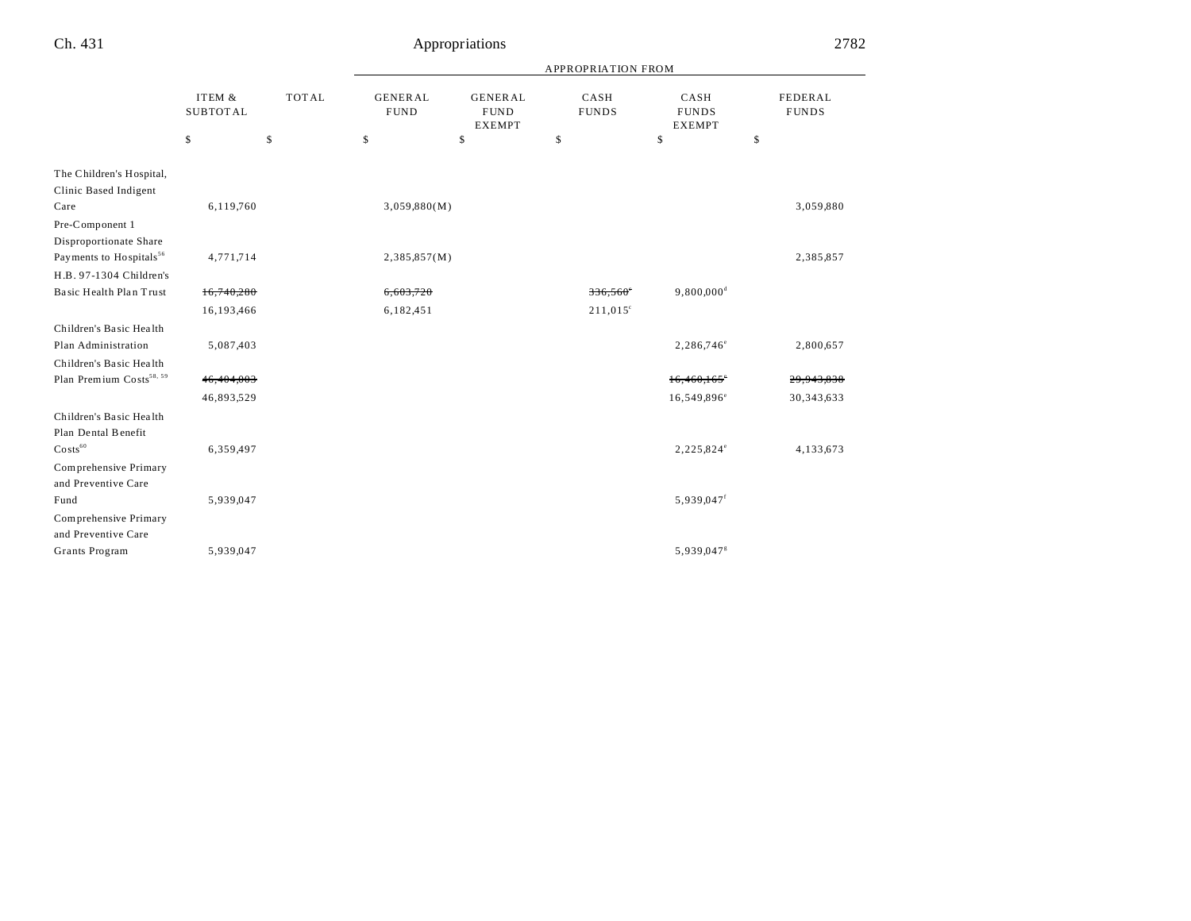| | ITEM & SUBTOTAL | TOTAL | GENERAL FUND | GENERAL FUND EXEMPT | CASH FUNDS | CASH FUNDS EXEMPT | FEDERAL FUNDS |
|---|---|---|---|---|---|---|---|
| | | | APPROPRIATION FROM | | | | |
| | $ | $ | $ | $ | $ | $ | $ |
| The Children's Hospital, Clinic Based Indigent Care | 6,119,760 | | 3,059,880(M) | | | | 3,059,880 |
| Pre-Component 1 Disproportionate Share Payments to Hospitals[56] | 4,771,714 | | 2,385,857(M) | | | | 2,385,857 |
| H.B. 97-1304 Children's Basic Health Plan Trust | ~~16,740,280~~ | | ~~6,603,720~~ | | ~~336,560~~[c] | 9,800,000[d] | |
| | 16,193,466 | | 6,182,451 | | 211,015[c] | | |
| Children's Basic Health Plan Administration | 5,087,403 | | | | | 2,286,746[e] | 2,800,657 |
| Children's Basic Health Plan Premium Costs[58, 59] | ~~46,404,003~~ | | | | | ~~16,460,165~~[e] | ~~29,943,838~~ |
| | 46,893,529 | | | | | 16,549,896[e] | 30,343,633 |
| Children's Basic Health Plan Dental Benefit Costs[60] | 6,359,497 | | | | | 2,225,824[e] | 4,133,673 |
| Comprehensive Primary and Preventive Care Fund | 5,939,047 | | | | | 5,939,047[f] | |
| Comprehensive Primary and Preventive Care Grants Program | 5,939,047 | | | | | 5,939,047[g] | |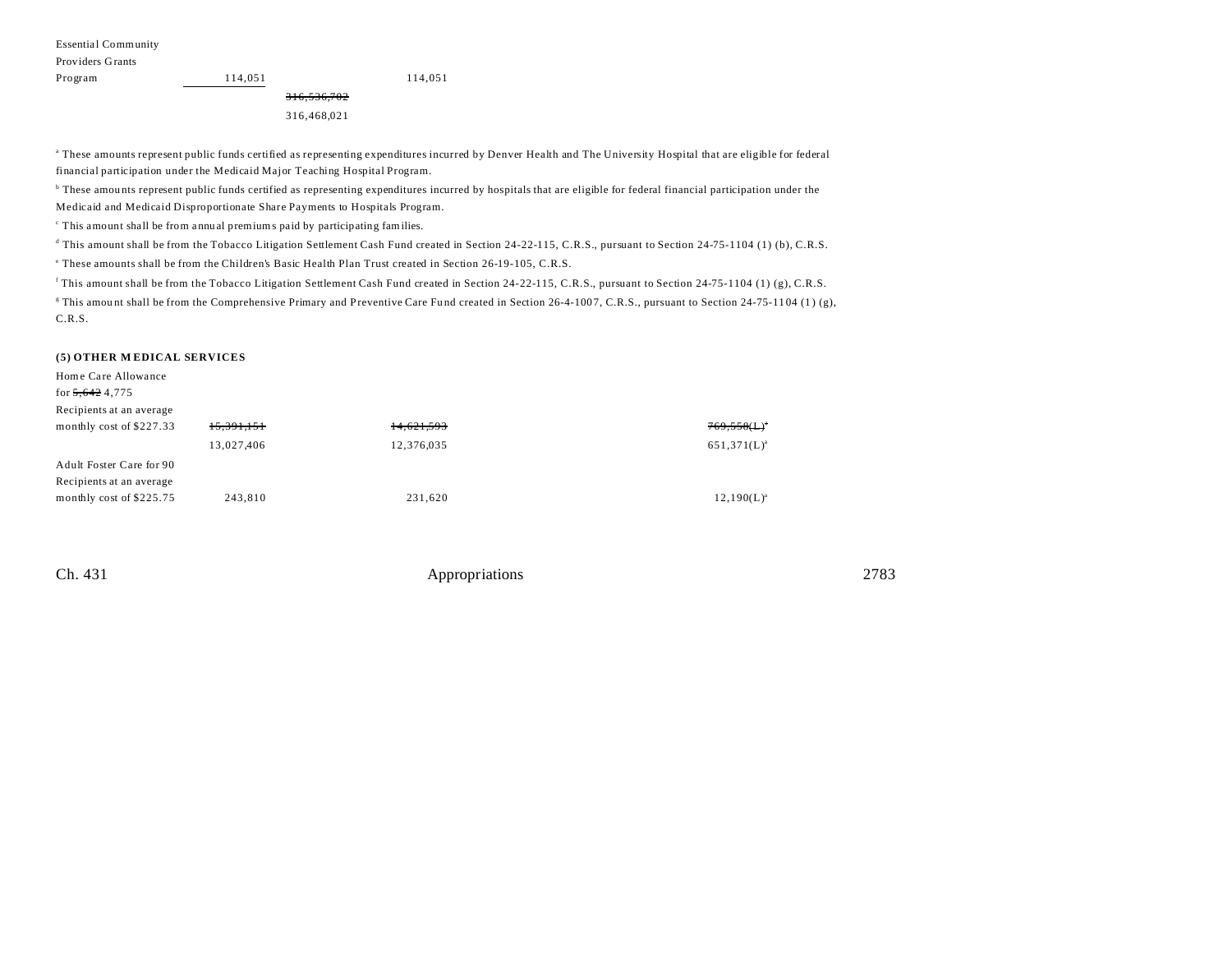| | | | | | |
|---|---|---|---|---|---|
| Essential Community Providers Grants Program | 114,051 | | 114,051 | | |
| | | ~~316,536,702~~ 316,468,021 | | | |

[a] These amounts represent public funds certified as representing expenditures incurred by Denver Health and The University Hospital that are eligible for federal financial participation under the Medicaid Major Teaching Hospital Program.

[b] These amounts represent public funds certified as representing expenditures incurred by hospitals that are eligible for federal financial participation under the Medicaid and Medicaid Disproportionate Share Payments to Hospitals Program.

[c] This amount shall be from annual premiums paid by participating families.

[d] This amount shall be from the Tobacco Litigation Settlement Cash Fund created in Section 24-22-115, C.R.S., pursuant to Section 24-75-1104 (1) (b), C.R.S.

[e] These amounts shall be from the Children's Basic Health Plan Trust created in Section 26-19-105, C.R.S.

[f] This amount shall be from the Tobacco Litigation Settlement Cash Fund created in Section 24-22-115, C.R.S., pursuant to Section 24-75-1104 (1) (g), C.R.S.

[g] This amount shall be from the Comprehensive Primary and Preventive Care Fund created in Section 26-4-1007, C.R.S., pursuant to Section 24-75-1104 (1) (g), C.R.S.

**(5) OTHER MEDICAL SERVICES**

| | | | | | |
|---|---|---|---|---|---|
| Home Care Allowance for ~~5,642~~ 4,775 Recipients at an average monthly cost of $227.33 | ~~15,391,151~~ 13,027,406 | | ~~14,621,593~~ 12,376,035 | | ~~769,558(L)~~[a] 651,371(L)[a] |
| Adult Foster Care for 90 Recipients at an average monthly cost of $225.75 | 243,810 | | 231,620 | | 12,190(L)[a] |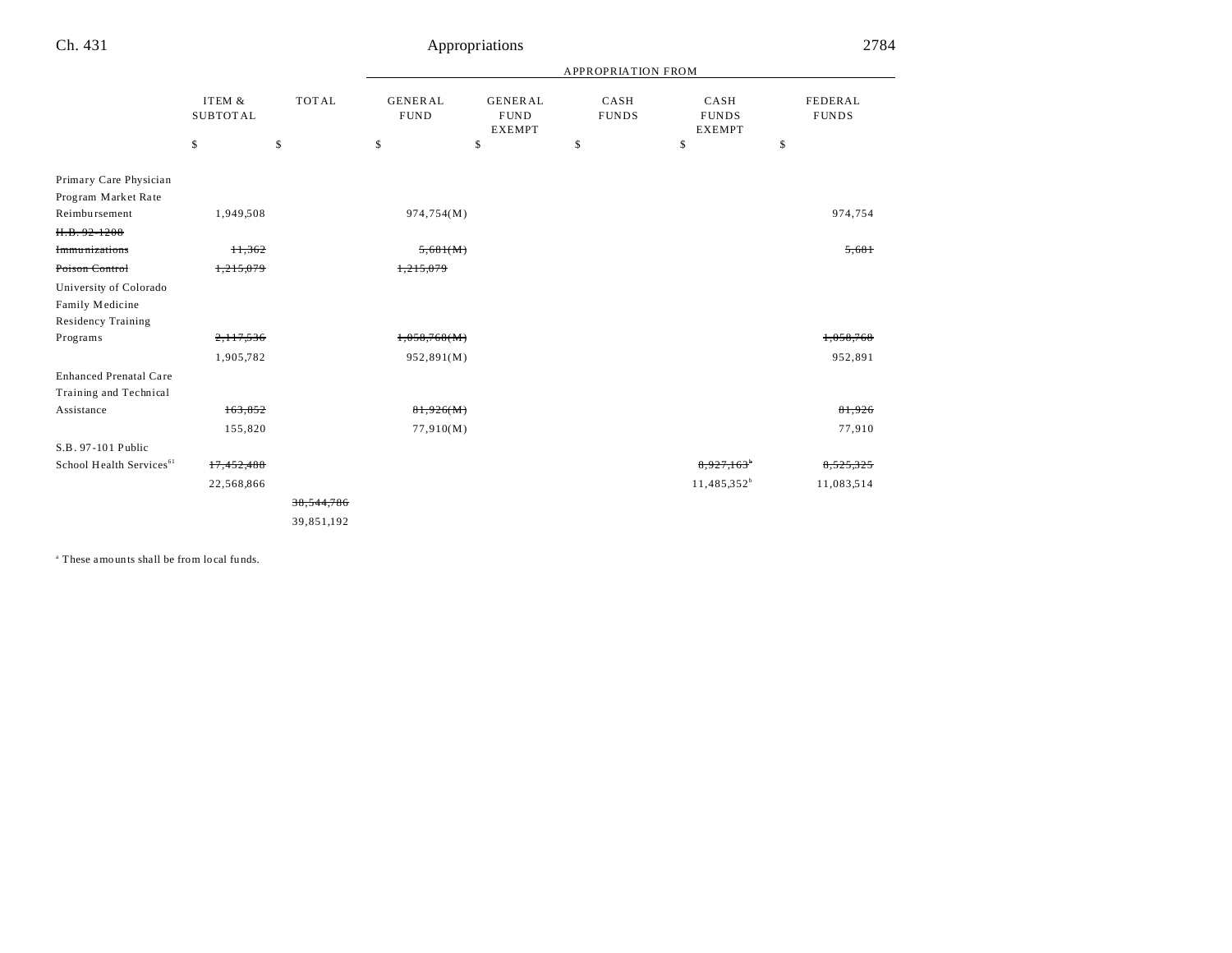| | ITEM & SUBTOTAL | TOTAL | GENERAL FUND | GENERAL FUND EXEMPT | CASH FUNDS | CASH FUNDS EXEMPT | FEDERAL FUNDS |
|---|---|---|---|---|---|---|---|
| | | | APPROPRIATION FROM | | | | |
| | $ | $ | $ | $ | $ | $ | $ |
| Primary Care Physician Program Market Rate Reimbursement | 1,949,508 | | 974,754(M) | | | | 974,754 |
| ~~H.B. 92-1208~~ | | | | | | | |
| ~~Immunizations~~ | ~~11,362~~ | | ~~5,681(M)~~ | | | | ~~5,681~~ |
| ~~Poison Control~~ | ~~1,215,079~~ | | ~~1,215,079~~ | | | | |
| University of Colorado Family Medicine Residency Training Programs | ~~2,117,536~~ | | ~~1,058,768(M)~~ | | | | ~~1,058,768~~ |
| | 1,905,782 | | 952,891(M) | | | | 952,891 |
| Enhanced Prenatal Care Training and Technical Assistance | ~~163,852~~ | | ~~81,926(M)~~ | | | | ~~81,926~~ |
| | 155,820 | | 77,910(M) | | | | 77,910 |
| S.B. 97-101 Public School Health Services[61] | ~~17,452,488~~ | | | | | ~~8,927,163~~[b] | ~~8,525,325~~ |
| | 22,568,866 | | | | | 11,485,352[b] | 11,083,514 |
| | | ~~38,544,786~~ | | | | | |
| | | 39,851,192 | | | | | |

[a] These amounts shall be from local funds.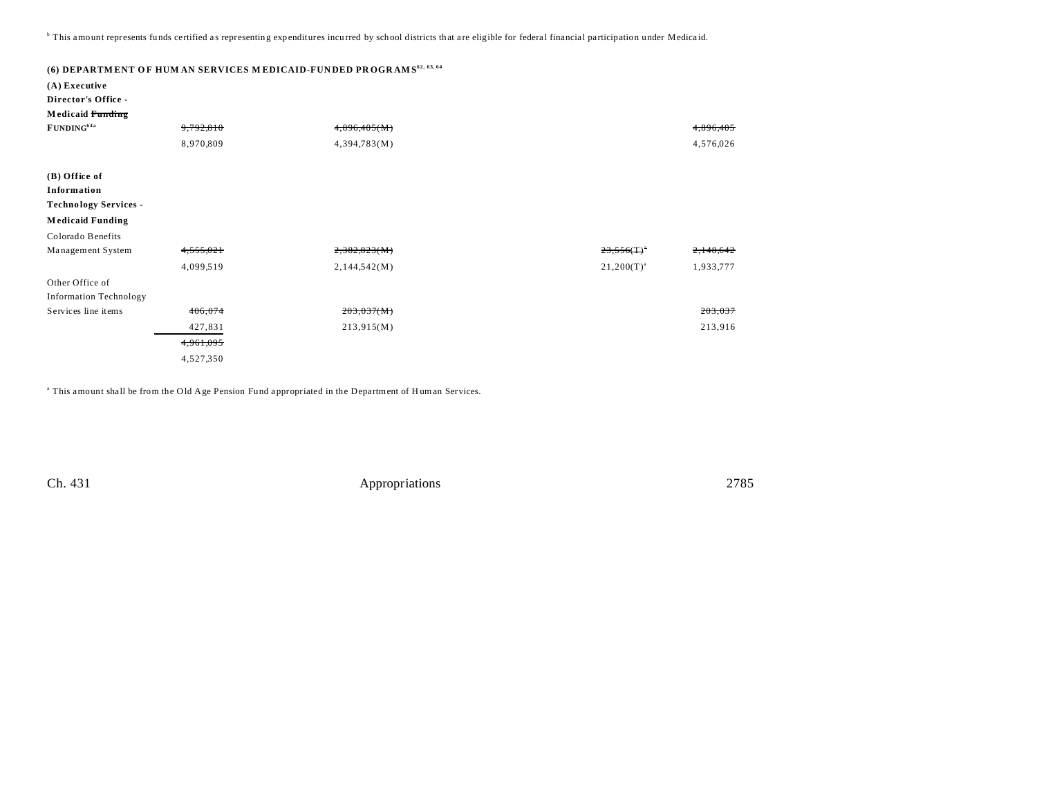[b] This amount represents funds certified as representing expenditures incurred by school districts that are eligible for federal financial participation under Medicaid.

**(6) DEPARTMENT OF HUMAN SERVICES MEDICAID-FUNDED PROGRAMS[62, 63, 64]**

| | | | | |
|---|---|---|---|---|
| **(A) Executive Director's Office - Medicaid ~~Funding~~ FUNDING[64a]** | ~~9,792,810~~ | ~~4,896,405(M)~~ | | ~~4,896,405~~ |
| | 8,970,809 | 4,394,783(M) | | 4,576,026 |
| **(B) Office of Information Technology Services - Medicaid Funding** | | | | |
| Colorado Benefits Management System | ~~4,555,021~~ | ~~2,382,823(M)~~ | ~~23,556(T)[a]~~ | ~~2,148,642~~ |
| | 4,099,519 | 2,144,542(M) | 21,200(T)[a] | 1,933,777 |
| Other Office of Information Technology Services line items | ~~406,074~~ | ~~203,037(M)~~ | | ~~203,037~~ |
| | 427,831 | 213,915(M) | | 213,916 |
| | ~~4,961,095~~ | | | |
| | 4,527,350 | | | |

[a] This amount shall be from the Old Age Pension Fund appropriated in the Department of Human Services.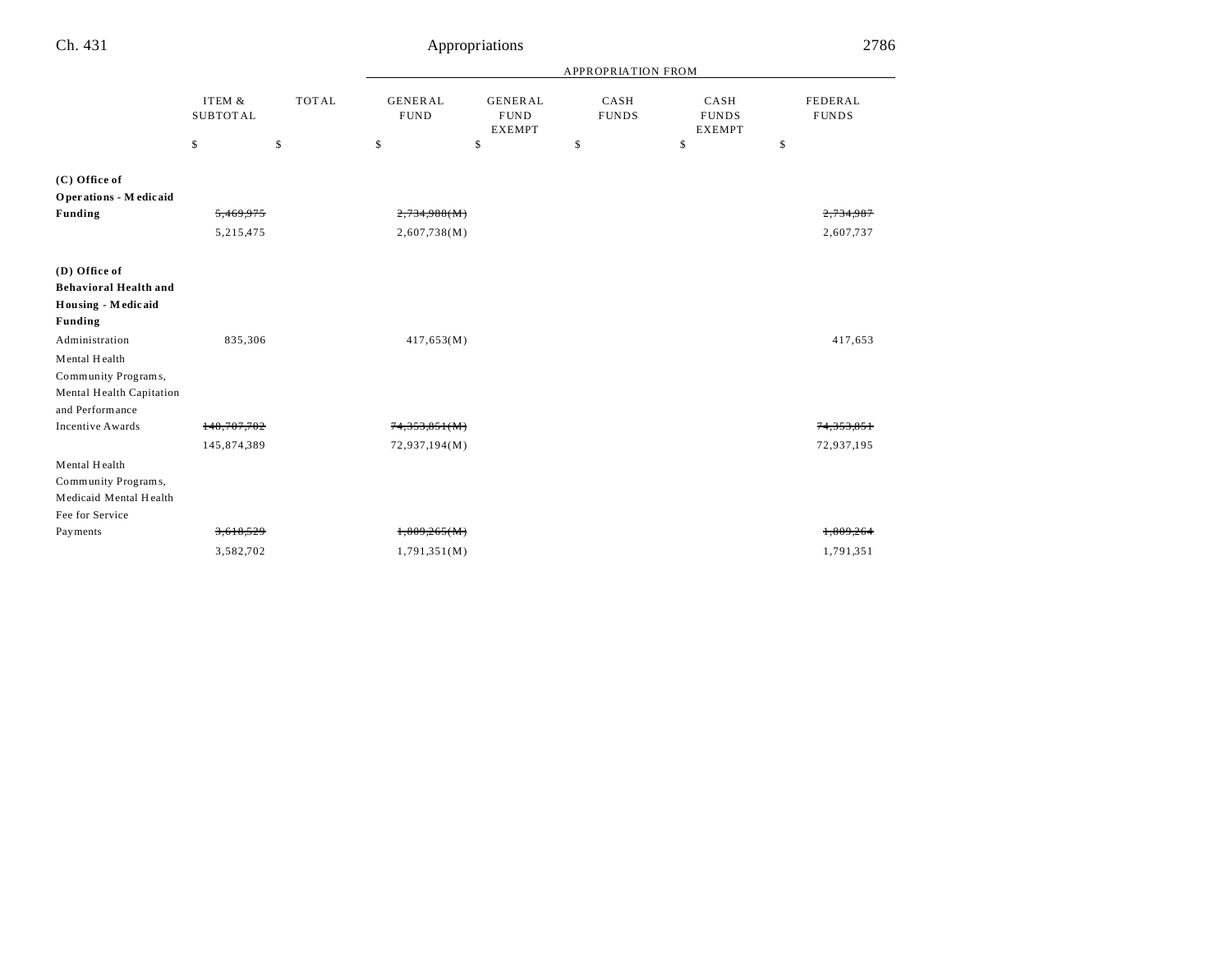| | ITEM & SUBTOTAL | TOTAL | GENERAL FUND | GENERAL FUND EXEMPT | CASH FUNDS | CASH FUNDS EXEMPT | FEDERAL FUNDS |
|---|---|---|---|---|---|---|---|
| | | | APPROPRIATION FROM | | | | |
| | $ | $ | $ | $ | $ | $ | $ |
| **(C) Office of Operations - Medicaid Funding** | ~~5,469,975~~ | | ~~2,734,988(M)~~ | | | | ~~2,734,987~~ |
| | 5,215,475 | | 2,607,738(M) | | | | 2,607,737 |
| **(D) Office of Behavioral Health and Housing - Medicaid Funding** | | | | | | | |
| Administration | 835,306 | | 417,653(M) | | | | 417,653 |
| Mental Health Community Programs, Mental Health Capitation and Performance Incentive Awards | ~~148,707,702~~ | | ~~74,353,851(M)~~ | | | | ~~74,353,851~~ |
| | 145,874,389 | | 72,937,194(M) | | | | 72,937,195 |
| Mental Health Community Programs, Medicaid Mental Health Fee for Service Payments | ~~3,618,529~~ | | ~~1,809,265(M)~~ | | | | ~~1,809,264~~ |
| | 3,582,702 | | 1,791,351(M) | | | | 1,791,351 |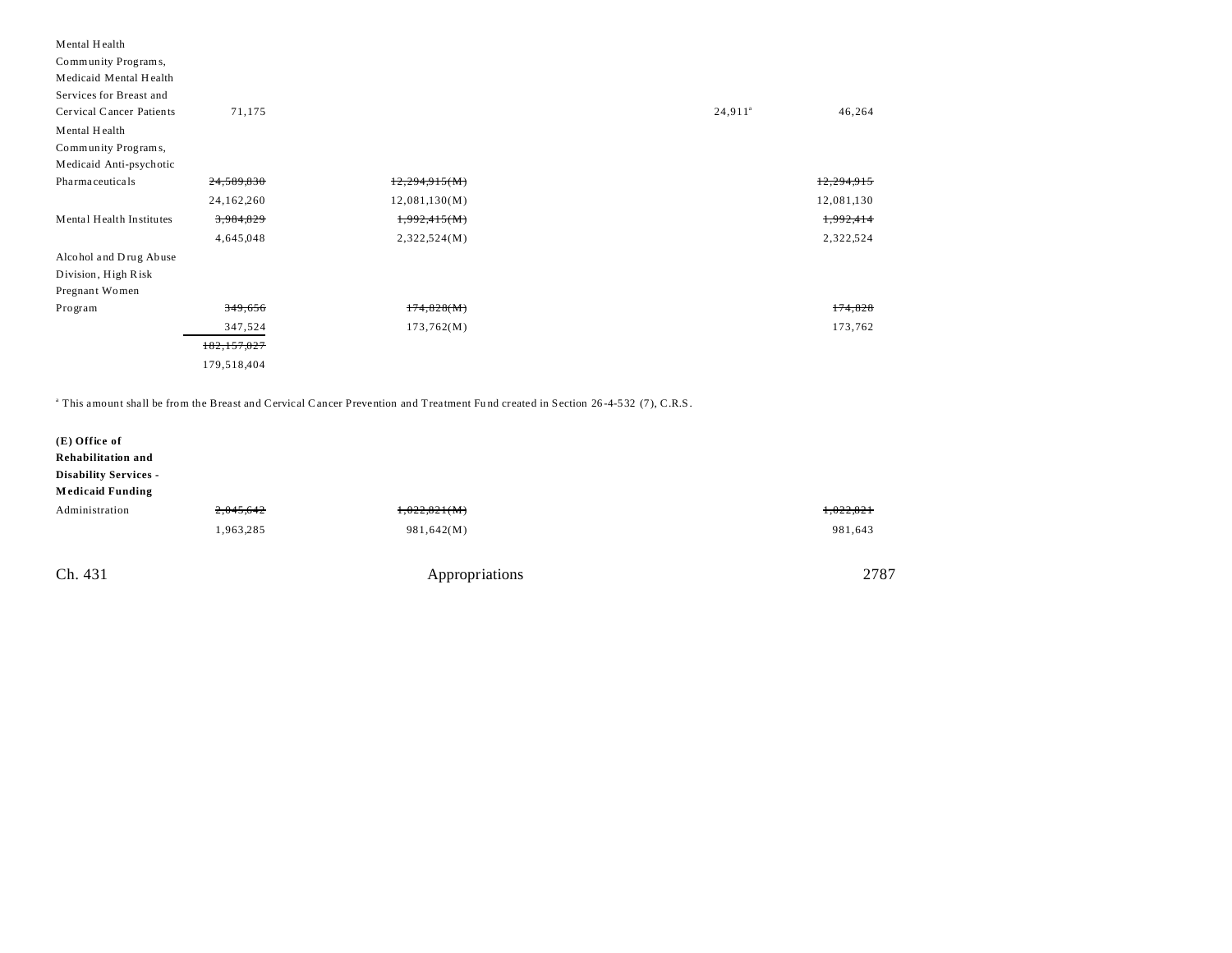| | | | | | |
|---|---|---|---|---|---|
| Mental Health Community Programs, Medicaid Mental Health Services for Breast and Cervical Cancer Patients | 71,175 | | | 24,911[a] | 46,264 |
| Mental Health Community Programs, Medicaid Anti-psychotic Pharmaceuticals | ~~24,589,830~~ | ~~12,294,915(M)~~ | | | ~~12,294,915~~ |
| | 24,162,260 | 12,081,130(M) | | | 12,081,130 |
| Mental Health Institutes | ~~3,984,829~~ | ~~1,992,415(M)~~ | | | ~~1,992,414~~ |
| | 4,645,048 | 2,322,524(M) | | | 2,322,524 |
| Alcohol and Drug Abuse Division, High Risk Pregnant Women Program | ~~349,656~~ | ~~174,828(M)~~ | | | ~~174,828~~ |
| | 347,524 | 173,762(M) | | | 173,762 |
| | ~~182,157,027~~ | | | | |
| | 179,518,404 | | | | |

[a] This amount shall be from the Breast and Cervical Cancer Prevention and Treatment Fund created in Section 26-4-532 (7), C.R.S.

**(E) Office of Rehabilitation and Disability Services - Medicaid Funding**

| | | | | | |
|---|---|---|---|---|---|
| Administration | ~~2,045,642~~ | ~~1,022,821(M)~~ | | | ~~1,022,821~~ |
| | 1,963,285 | 981,642(M) | | | 981,643 |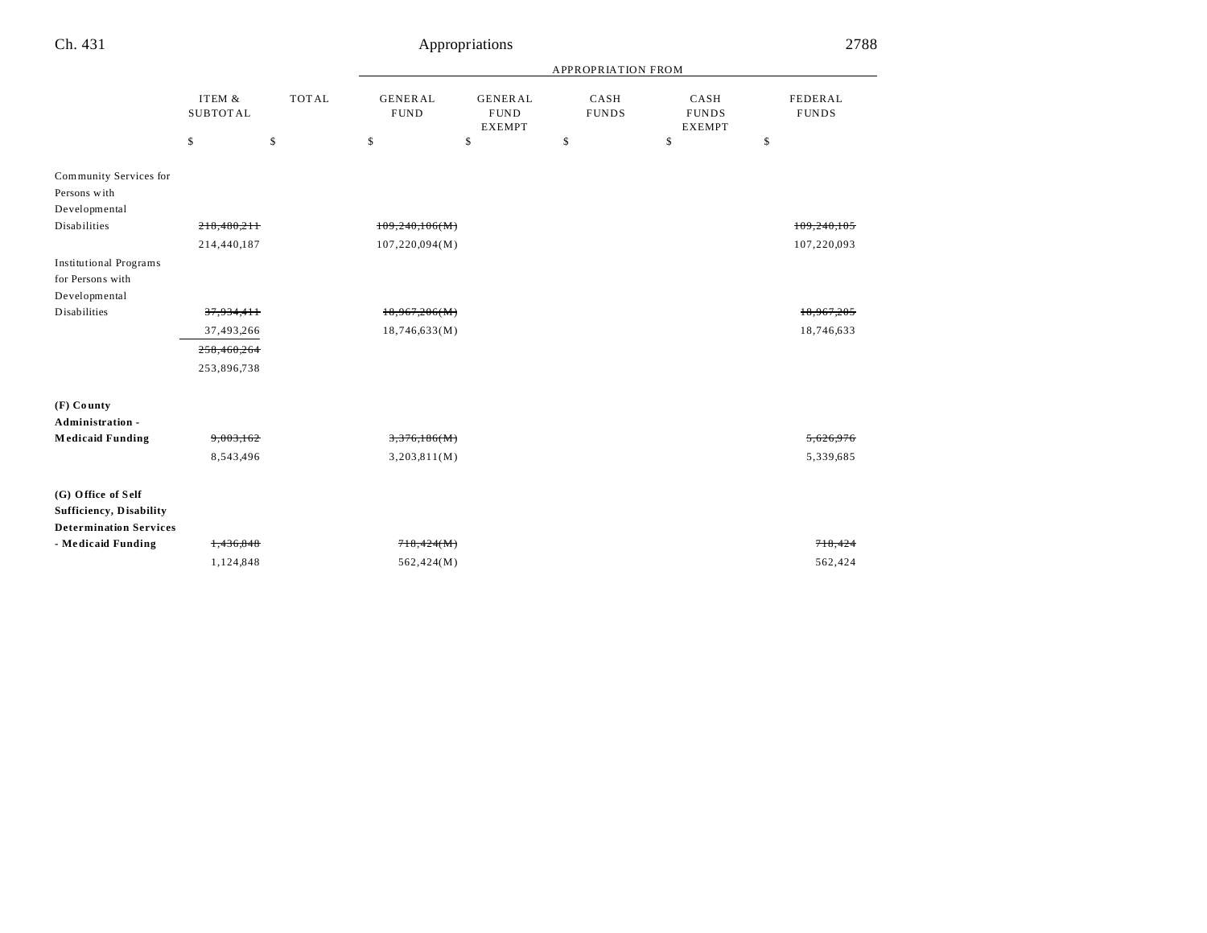| | ITEM & SUBTOTAL | TOTAL | APPROPRIATION FROM GENERAL FUND | GENERAL FUND EXEMPT | CASH FUNDS | CASH FUNDS EXEMPT | FEDERAL FUNDS |
|---|---|---|---|---|---|---|---|
| | $ | $ | $ | $ | $ | $ | $ |
| Community Services for Persons with Developmental Disabilities | ~~218,480,211~~ | | ~~109,240,106(M)~~ | | | | ~~109,240,105~~ |
| | 214,440,187 | | 107,220,094(M) | | | | 107,220,093 |
| Institutional Programs for Persons with Developmental Disabilities | ~~37,934,411~~ | | ~~18,967,206(M)~~ | | | | ~~18,967,205~~ |
| | 37,493,266 | | 18,746,633(M) | | | | 18,746,633 |
| | ~~258,460,264~~ | | | | | | |
| | 253,896,738 | | | | | | |
| **(F) County Administration - Medicaid Funding** | ~~9,003,162~~ | | ~~3,376,186(M)~~ | | | | ~~5,626,976~~ |
| | 8,543,496 | | 3,203,811(M) | | | | 5,339,685 |
| **(G) Office of Self Sufficiency, Disability Determination Services - Medicaid Funding** | ~~1,436,848~~ | | ~~718,424(M)~~ | | | | ~~718,424~~ |
| | 1,124,848 | | 562,424(M) | | | | 562,424 |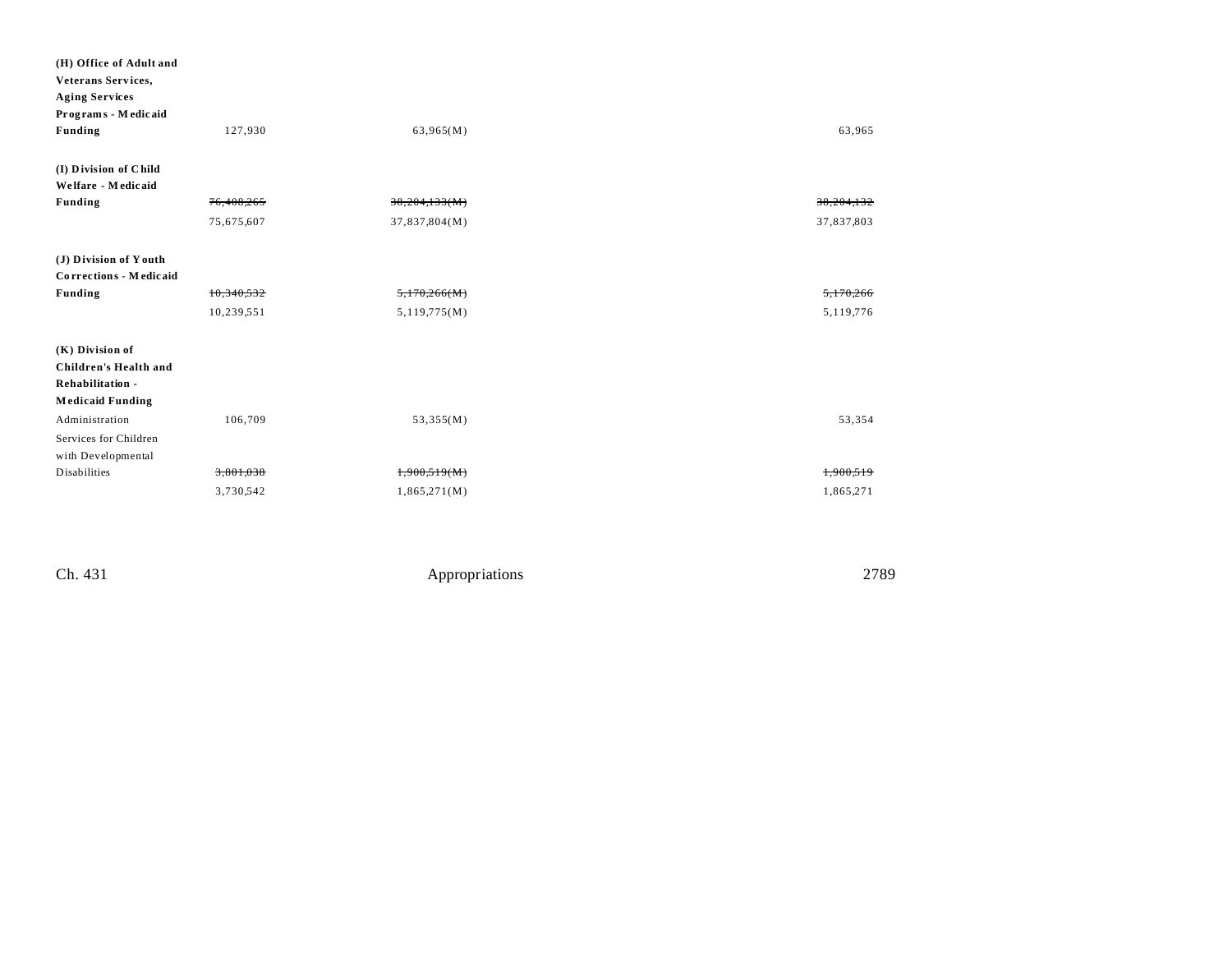| | | | |
|---|---|---|---|
| **(H) Office of Adult and Veterans Services, Aging Services Programs - Medicaid Funding** | 127,930 | 63,965(M) | 63,965 |
| **(I) Division of Child Welfare - Medicaid Funding** | ~~76,408,265~~ | ~~38,204,133(M)~~ | ~~38,204,132~~ |
| | 75,675,607 | 37,837,804(M) | 37,837,803 |
| **(J) Division of Youth Corrections - Medicaid Funding** | ~~10,340,532~~ | ~~5,170,266(M)~~ | ~~5,170,266~~ |
| | 10,239,551 | 5,119,775(M) | 5,119,776 |
| **(K) Division of Children's Health and Rehabilitation - Medicaid Funding** | | | |
| Administration | 106,709 | 53,355(M) | 53,354 |
| Services for Children with Developmental Disabilities | ~~3,801,038~~ | ~~1,900,519(M)~~ | ~~1,900,519~~ |
| | 3,730,542 | 1,865,271(M) | 1,865,271 |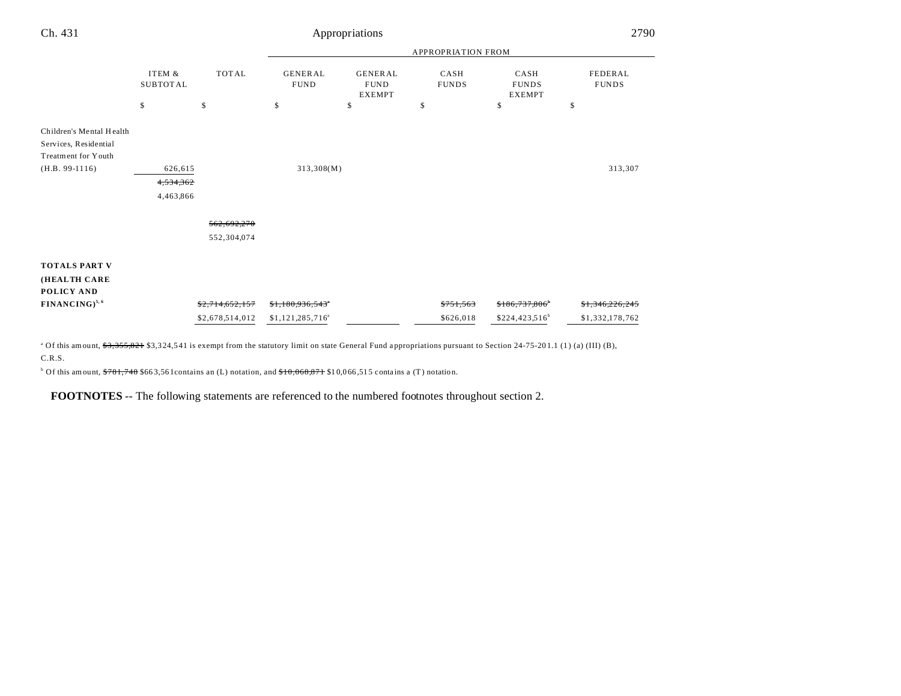| | ITEM & SUBTOTAL | TOTAL | APPROPRIATION FROM GENERAL FUND | GENERAL FUND EXEMPT | CASH FUNDS | CASH FUNDS EXEMPT | FEDERAL FUNDS |
|---|---|---|---|---|---|---|---|
| | $ | $ | $ | $ | $ | $ | $ |
| Children's Mental Health Services, Residential Treatment for Youth (H.B. 99-1116) | 626,615 | | 313,308(M) | | | | 313,307 |
| | ~~4,534,362~~ 4,463,866 | | | | | | |
| | | ~~562,692,270~~ 552,304,074 | | | | | |
| **TOTALS PART V (HEALTH CARE POLICY AND FINANCING)**[5, 6] | | ~~$2,714,652,157~~ $2,678,514,012 | ~~$1,180,936,543~~[a] $1,121,285,716[a] | | ~~$751,563~~ $626,018 | ~~$186,737,806~~[b] $224,423,516[b] | ~~$1,346,226,245~~ $1,332,178,762 |

[a] Of this amount, ~~$3,355,821~~ $3,324,541 is exempt from the statutory limit on state General Fund appropriations pursuant to Section 24-75-201.1 (1) (a) (III) (B), C.R.S.

[b] Of this amount, ~~$781,748~~ $663,561contains an (L) notation, and ~~$10,068,871~~ $10,066,515 contains a (T) notation.

**FOOTNOTES** -- The following statements are referenced to the numbered footnotes throughout section 2.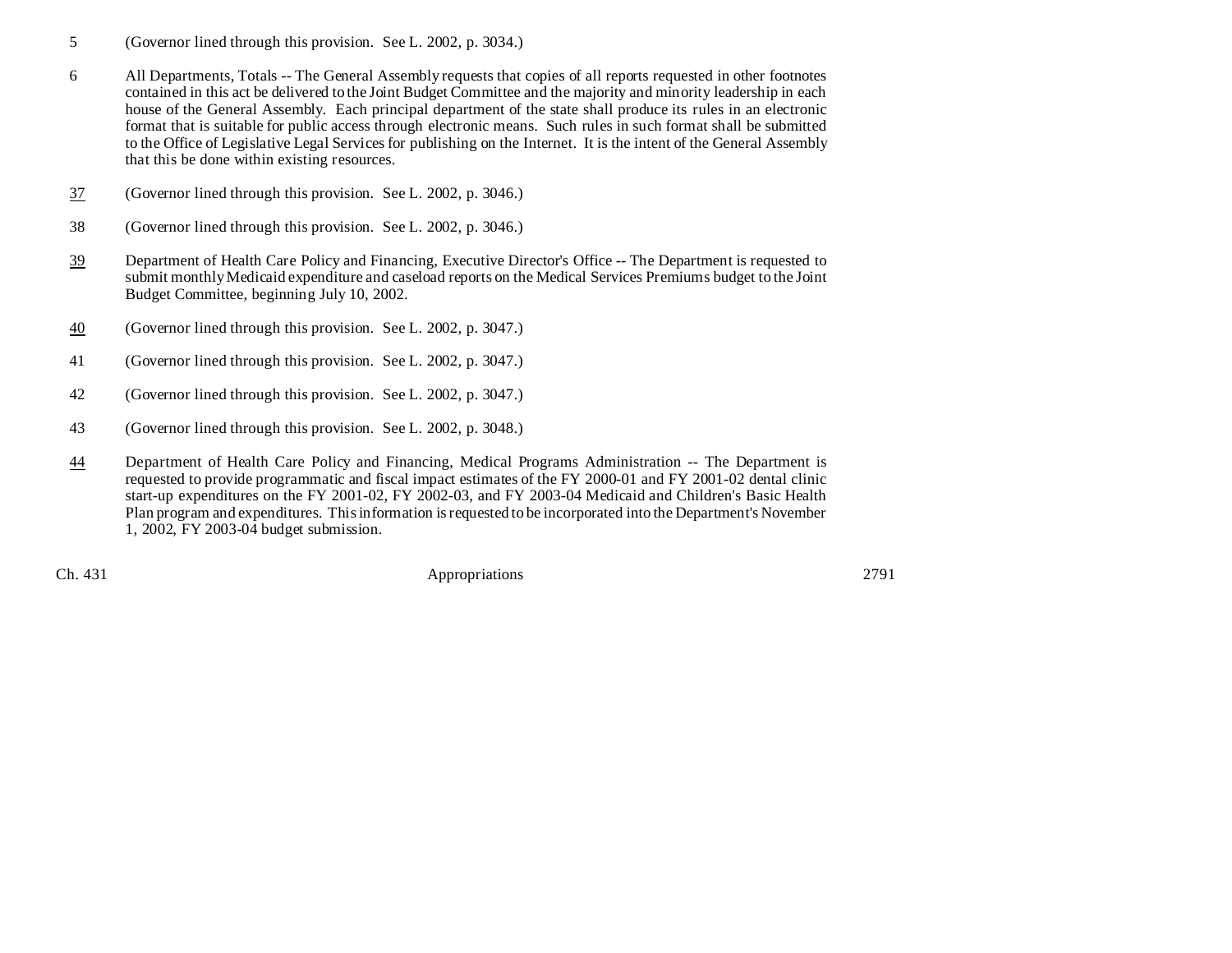5 (Governor lined through this provision. See L. 2002, p. 3034.)

6 All Departments, Totals -- The General Assembly requests that copies of all reports requested in other footnotes contained in this act be delivered to the Joint Budget Committee and the majority and minority leadership in each house of the General Assembly. Each principal department of the state shall produce its rules in an electronic format that is suitable for public access through electronic means. Such rules in such format shall be submitted to the Office of Legislative Legal Services for publishing on the Internet. It is the intent of the General Assembly that this be done within existing resources.

37 (Governor lined through this provision. See L. 2002, p. 3046.)

38 (Governor lined through this provision. See L. 2002, p. 3046.)

39 Department of Health Care Policy and Financing, Executive Director's Office -- The Department is requested to submit monthly Medicaid expenditure and caseload reports on the Medical Services Premiums budget to the Joint Budget Committee, beginning July 10, 2002.

40 (Governor lined through this provision. See L. 2002, p. 3047.)

41 (Governor lined through this provision. See L. 2002, p. 3047.)

42 (Governor lined through this provision. See L. 2002, p. 3047.)

43 (Governor lined through this provision. See L. 2002, p. 3048.)

44 Department of Health Care Policy and Financing, Medical Programs Administration -- The Department is requested to provide programmatic and fiscal impact estimates of the FY 2000-01 and FY 2001-02 dental clinic start-up expenditures on the FY 2001-02, FY 2002-03, and FY 2003-04 Medicaid and Children's Basic Health Plan program and expenditures. This information is requested to be incorporated into the Department's November 1, 2002, FY 2003-04 budget submission.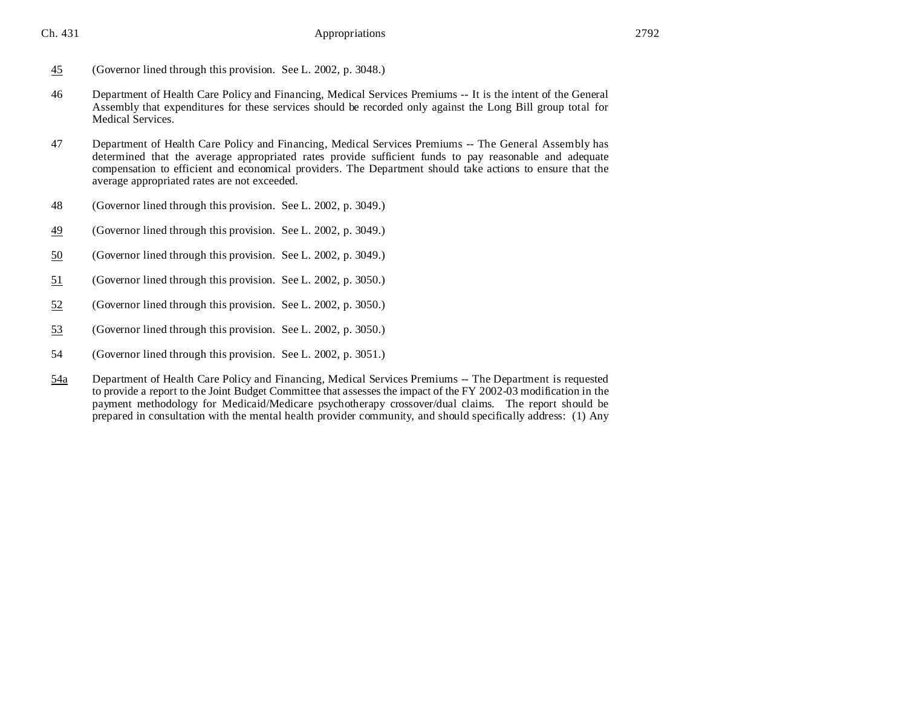45 (Governor lined through this provision. See L. 2002, p. 3048.)

46 Department of Health Care Policy and Financing, Medical Services Premiums -- It is the intent of the General Assembly that expenditures for these services should be recorded only against the Long Bill group total for Medical Services.

47 Department of Health Care Policy and Financing, Medical Services Premiums -- The General Assembly has determined that the average appropriated rates provide sufficient funds to pay reasonable and adequate compensation to efficient and economical providers. The Department should take actions to ensure that the average appropriated rates are not exceeded.

48 (Governor lined through this provision. See L. 2002, p. 3049.)

49 (Governor lined through this provision. See L. 2002, p. 3049.)

50 (Governor lined through this provision. See L. 2002, p. 3049.)

51 (Governor lined through this provision. See L. 2002, p. 3050.)

52 (Governor lined through this provision. See L. 2002, p. 3050.)

53 (Governor lined through this provision. See L. 2002, p. 3050.)

54 (Governor lined through this provision. See L. 2002, p. 3051.)

54a Department of Health Care Policy and Financing, Medical Services Premiums -- The Department is requested to provide a report to the Joint Budget Committee that assesses the impact of the FY 2002-03 modification in the payment methodology for Medicaid/Medicare psychotherapy crossover/dual claims. The report should be prepared in consultation with the mental health provider community, and should specifically address: (1) Any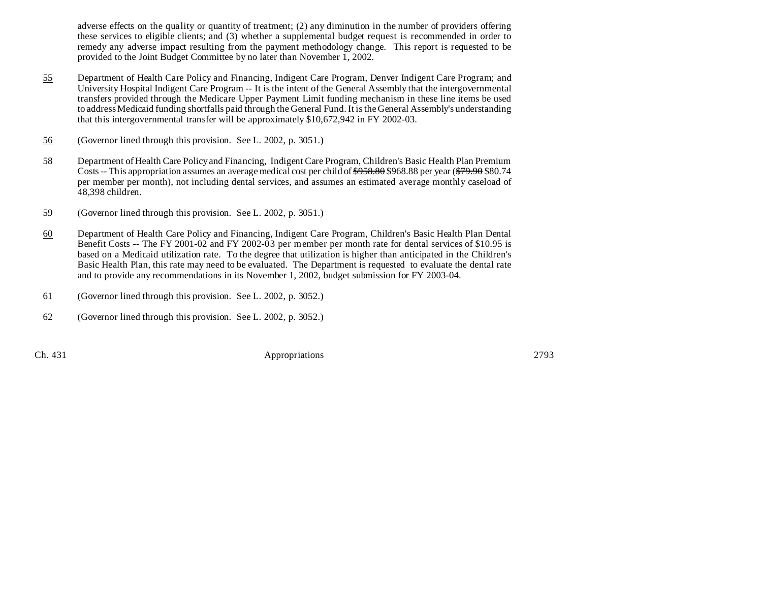adverse effects on the quality or quantity of treatment; (2) any diminution in the number of providers offering these services to eligible clients; and (3) whether a supplemental budget request is recommended in order to remedy any adverse impact resulting from the payment methodology change. This report is requested to be provided to the Joint Budget Committee by no later than November 1, 2002.

<u>55</u> Department of Health Care Policy and Financing, Indigent Care Program, Denver Indigent Care Program; and University Hospital Indigent Care Program -- It is the intent of the General Assembly that the intergovernmental transfers provided through the Medicare Upper Payment Limit funding mechanism in these line items be used to address Medicaid funding shortfalls paid through the General Fund. It is the General Assembly's understanding that this intergovernmental transfer will be approximately $10,672,942 in FY 2002-03.

<u>56</u> (Governor lined through this provision. See L. 2002, p. 3051.)

58 Department of Health Care Policy and Financing, Indigent Care Program, Children's Basic Health Plan Premium Costs -- This appropriation assumes an average medical cost per child of ~~$958.80~~ $968.88 per year (~~$79.90~~ $80.74 per member per month), not including dental services, and assumes an estimated average monthly caseload of 48,398 children.

59 (Governor lined through this provision. See L. 2002, p. 3051.)

<u>60</u> Department of Health Care Policy and Financing, Indigent Care Program, Children's Basic Health Plan Dental Benefit Costs -- The FY 2001-02 and FY 2002-03 per member per month rate for dental services of $10.95 is based on a Medicaid utilization rate. To the degree that utilization is higher than anticipated in the Children's Basic Health Plan, this rate may need to be evaluated. The Department is requested to evaluate the dental rate and to provide any recommendations in its November 1, 2002, budget submission for FY 2003-04.

61 (Governor lined through this provision. See L. 2002, p. 3052.)

62 (Governor lined through this provision. See L. 2002, p. 3052.)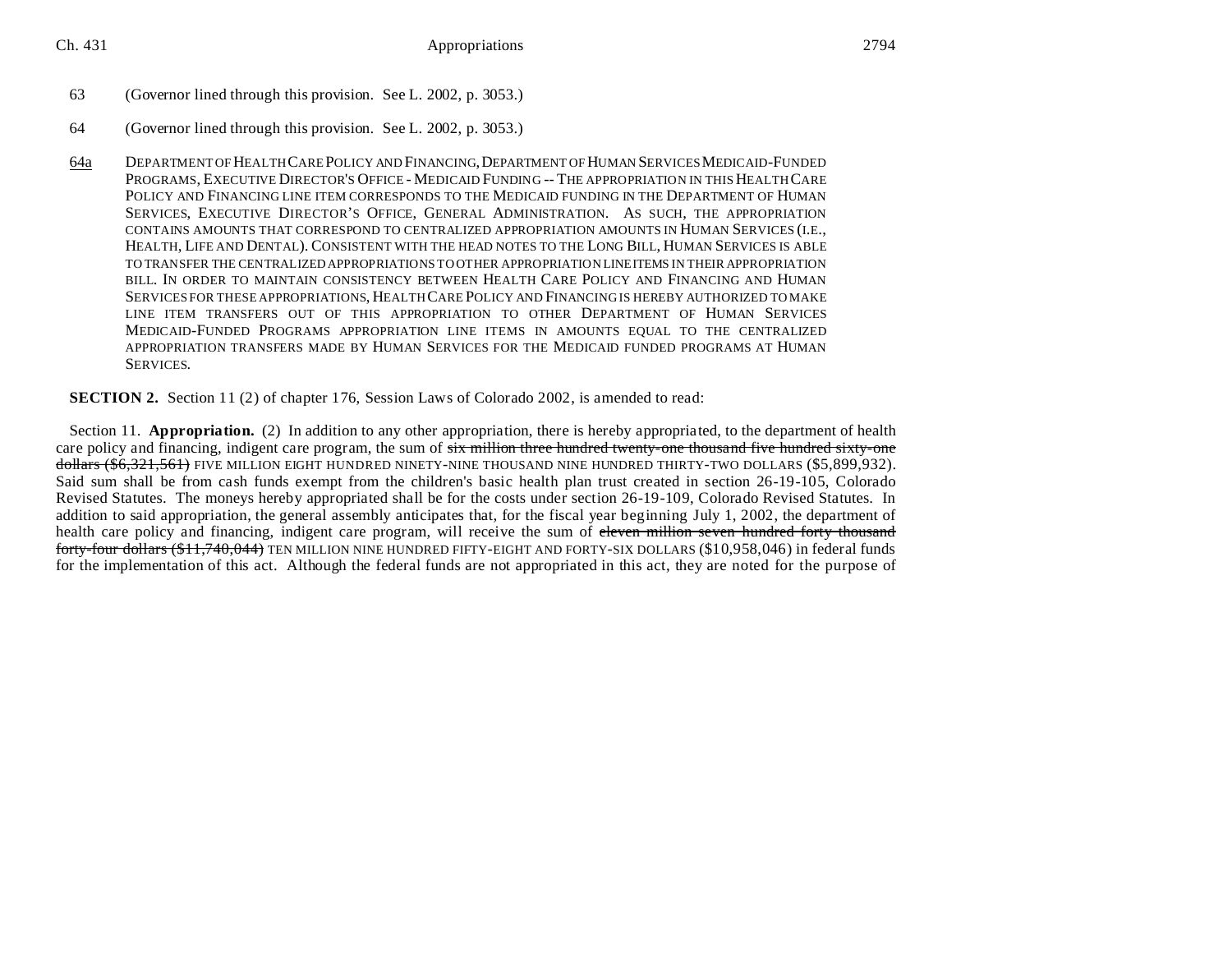63 (Governor lined through this provision. See L. 2002, p. 3053.)

64 (Governor lined through this provision. See L. 2002, p. 3053.)

<u>64a</u> DEPARTMENT OF HEALTH CARE POLICY AND FINANCING, DEPARTMENT OF HUMAN SERVICES MEDICAID-FUNDED PROGRAMS, EXECUTIVE DIRECTOR'S OFFICE - MEDICAID FUNDING -- THE APPROPRIATION IN THIS HEALTH CARE POLICY AND FINANCING LINE ITEM CORRESPONDS TO THE MEDICAID FUNDING IN THE DEPARTMENT OF HUMAN SERVICES, EXECUTIVE DIRECTOR'S OFFICE, GENERAL ADMINISTRATION. AS SUCH, THE APPROPRIATION CONTAINS AMOUNTS THAT CORRESPOND TO CENTRALIZED APPROPRIATION AMOUNTS IN HUMAN SERVICES (I.E., HEALTH, LIFE AND DENTAL). CONSISTENT WITH THE HEAD NOTES TO THE LONG BILL, HUMAN SERVICES IS ABLE TO TRANSFER THE CENTRALIZED APPROPRIATIONS TO OTHER APPROPRIATION LINE ITEMS IN THEIR APPROPRIATION BILL. IN ORDER TO MAINTAIN CONSISTENCY BETWEEN HEALTH CARE POLICY AND FINANCING AND HUMAN SERVICES FOR THESE APPROPRIATIONS, HEALTH CARE POLICY AND FINANCING IS HEREBY AUTHORIZED TO MAKE LINE ITEM TRANSFERS OUT OF THIS APPROPRIATION TO OTHER DEPARTMENT OF HUMAN SERVICES MEDICAID-FUNDED PROGRAMS APPROPRIATION LINE ITEMS IN AMOUNTS EQUAL TO THE CENTRALIZED APPROPRIATION TRANSFERS MADE BY HUMAN SERVICES FOR THE MEDICAID FUNDED PROGRAMS AT HUMAN SERVICES.

**SECTION 2.** Section 11 (2) of chapter 176, Session Laws of Colorado 2002, is amended to read:

Section 11. **Appropriation.** (2) In addition to any other appropriation, there is hereby appropriated, to the department of health care policy and financing, indigent care program, the sum of ~~six million three hundred twenty-one thousand five hundred sixty-one dollars ($6,321,561)~~ FIVE MILLION EIGHT HUNDRED NINETY-NINE THOUSAND NINE HUNDRED THIRTY-TWO DOLLARS ($5,899,932). Said sum shall be from cash funds exempt from the children's basic health plan trust created in section 26-19-105, Colorado Revised Statutes. The moneys hereby appropriated shall be for the costs under section 26-19-109, Colorado Revised Statutes. In addition to said appropriation, the general assembly anticipates that, for the fiscal year beginning July 1, 2002, the department of health care policy and financing, indigent care program, will receive the sum of ~~eleven million seven hundred forty thousand forty-four dollars ($11,740,044)~~ TEN MILLION NINE HUNDRED FIFTY-EIGHT AND FORTY-SIX DOLLARS ($10,958,046) in federal funds for the implementation of this act. Although the federal funds are not appropriated in this act, they are noted for the purpose of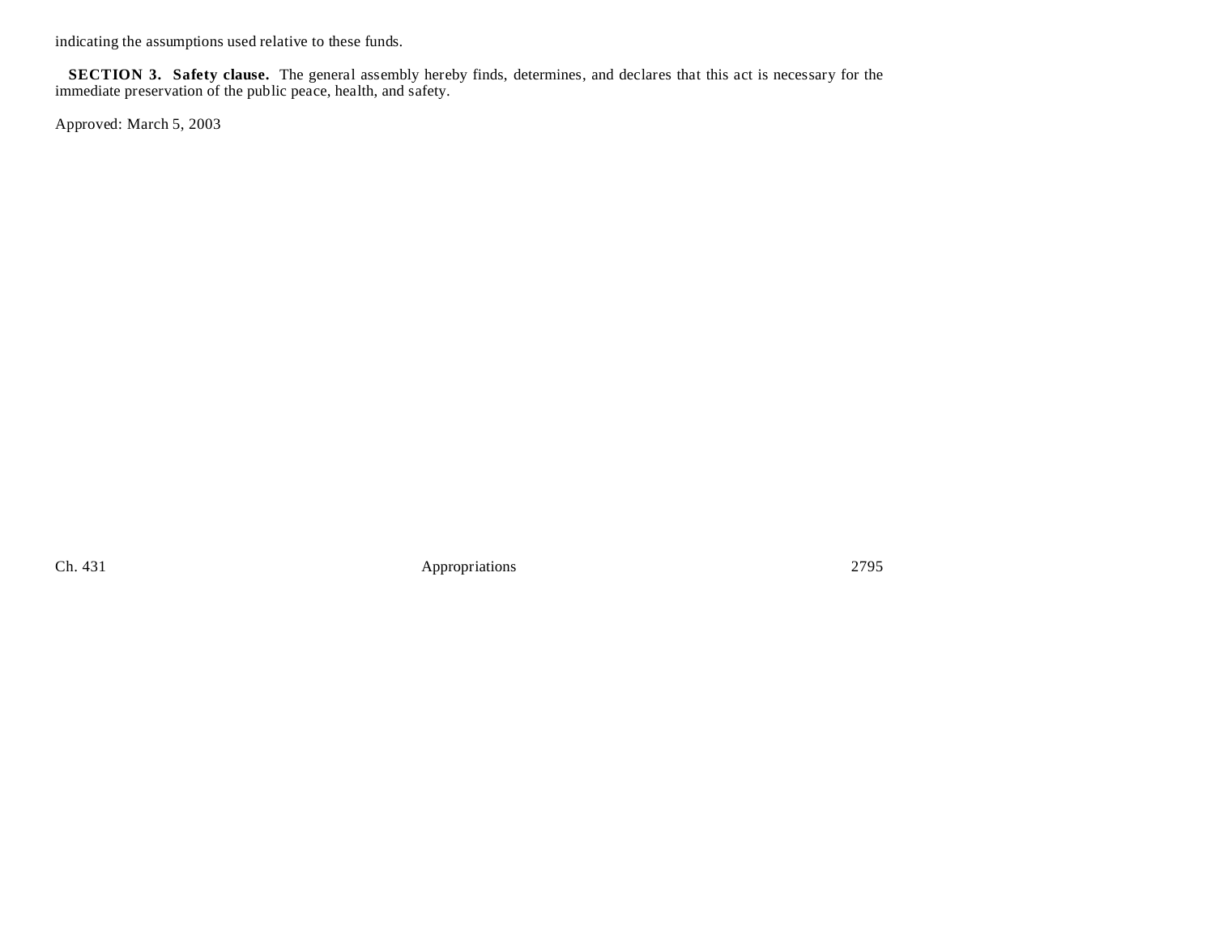indicating the assumptions used relative to these funds.

**SECTION 3. Safety clause.** The general assembly hereby finds, determines, and declares that this act is necessary for the immediate preservation of the public peace, health, and safety.

Approved: March 5, 2003